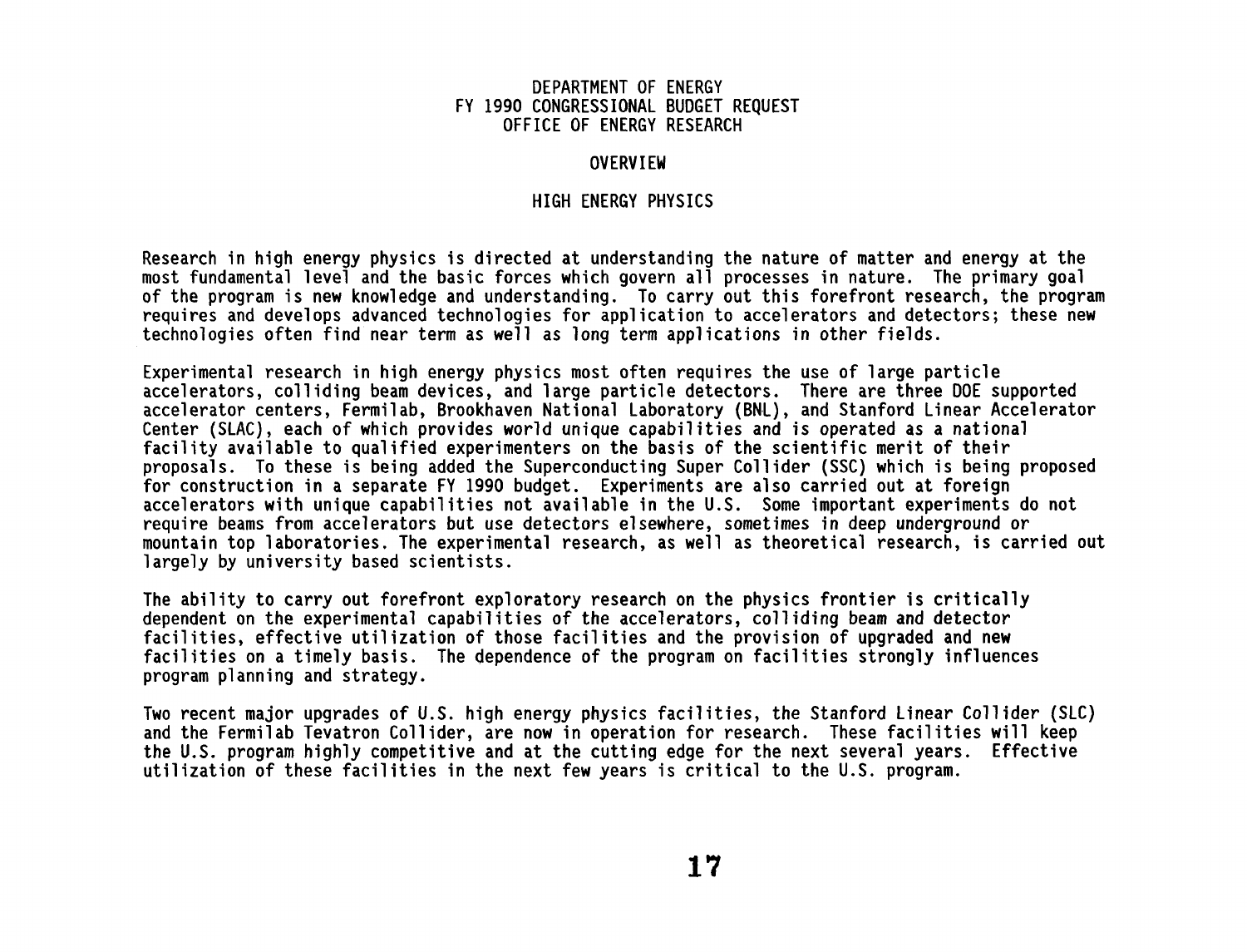# DEPARTMENT OF ENERGY
# FY 1990 CONGRESSIONAL BUDGET REQUEST
# OFFICE OF ENERGY RESEARCH

## OVERVIEW

## HIGH ENERGY PHYSICS

Research in high energy physics is directed at understanding the nature of matter and energy at the most fundamental level and the basic forces which govern all processes in nature. The primary goal of the program is new knowledge and understanding. To carry out this forefront research, the program requires and develops advanced technologies for application to accelerators and detectors; these new technologies often find near term as well as long term applications in other fields.

Experimental research in high energy physics most often requires the use of large particle accelerators, colliding beam devices, and large particle detectors. There are three DOE supported accelerator centers, Fermilab, Brookhaven National Laboratory (BNL), and Stanford Linear Accelerator Center (SLAC), each of which provides world unique capabilities and is operated as a national facility available to qualified experimenters on the basis of the scientific merit of their proposals. To these is being added the Superconducting Super Collider (SSC) which is being proposed for construction in a separate FY 1990 budget. Experiments are also carried out at foreign accelerators with unique capabilities not available in the U.S. Some important experiments do not require beams from accelerators but use detectors elsewhere, sometimes in deep underground or mountain top laboratories. The experimental research, as well as theoretical research, is carried out largely by university based scientists.

The ability to carry out forefront exploratory research on the physics frontier is critically dependent on the experimental capabilities of the accelerators, colliding beam and detector facilities, effective utilization of those facilities and the provision of upgraded and new facilities on a timely basis. The dependence of the program on facilities strongly influences program planning and strategy.

Two recent major upgrades of U.S. high energy physics facilities, the Stanford Linear Collider (SLC) and the Fermilab Tevatron Collider, are now in operation for research. These facilities will keep the U.S. program highly competitive and at the cutting edge for the next several years. Effective utilization of these facilities in the next few years is critical to the U.S. program.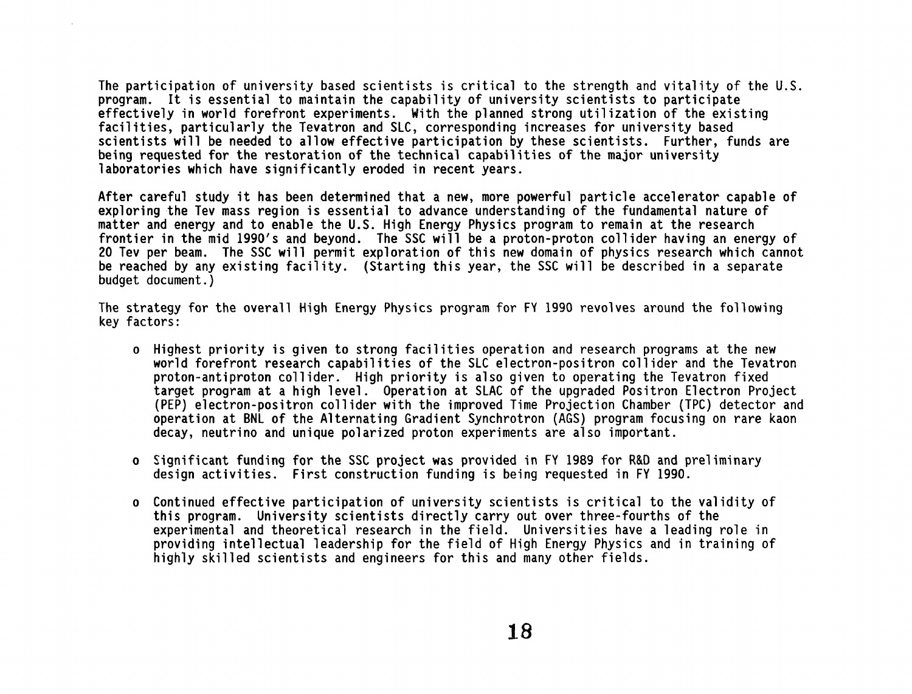The participation of university based scientists is critical to the strength and vitality of the U.S. program. It is essential to maintain the capability of university scientists to participate effectively in world forefront experiments. With the planned strong utilization of the existing facilities, particularly the Tevatron and SLC, corresponding increases for university based scientists will be needed to allow effective participation by these scientists. Further, funds are being requested for the restoration of the technical capabilities of the major university laboratories which have significantly eroded in recent years.

After careful study it has been determined that a new, more powerful particle accelerator capable of exploring the Tev mass region is essential to advance understanding of the fundamental nature of matter and energy and to enable the U.S. High Energy Physics program to remain at the research frontier in the mid 1990's and beyond. The SSC will be a proton-proton collider having an energy of 20 Tev per beam. The SSC will permit exploration of this new domain of physics research which cannot be reached by any existing facility. (Starting this year, the SSC will be described in a separate budget document.)

The strategy for the overall High Energy Physics program for FY 1990 revolves around the following key factors:

- Highest priority is given to strong facilities operation and research programs at the new world forefront research capabilities of the SLC electron-positron collider and the Tevatron proton-antiproton collider. High priority is also given to operating the Tevatron fixed target program at a high level. Operation at SLAC of the upgraded Positron Electron Project (PEP) electron-positron collider with the improved Time Projection Chamber (TPC) detector and operation at BNL of the Alternating Gradient Synchrotron (AGS) program focusing on rare kaon decay, neutrino and unique polarized proton experiments are also important.

- Significant funding for the SSC project was provided in FY 1989 for R&D and preliminary design activities. First construction funding is being requested in FY 1990.

- Continued effective participation of university scientists is critical to the validity of this program. University scientists directly carry out over three-fourths of the experimental and theoretical research in the field. Universities have a leading role in providing intellectual leadership for the field of High Energy Physics and in training of highly skilled scientists and engineers for this and many other fields.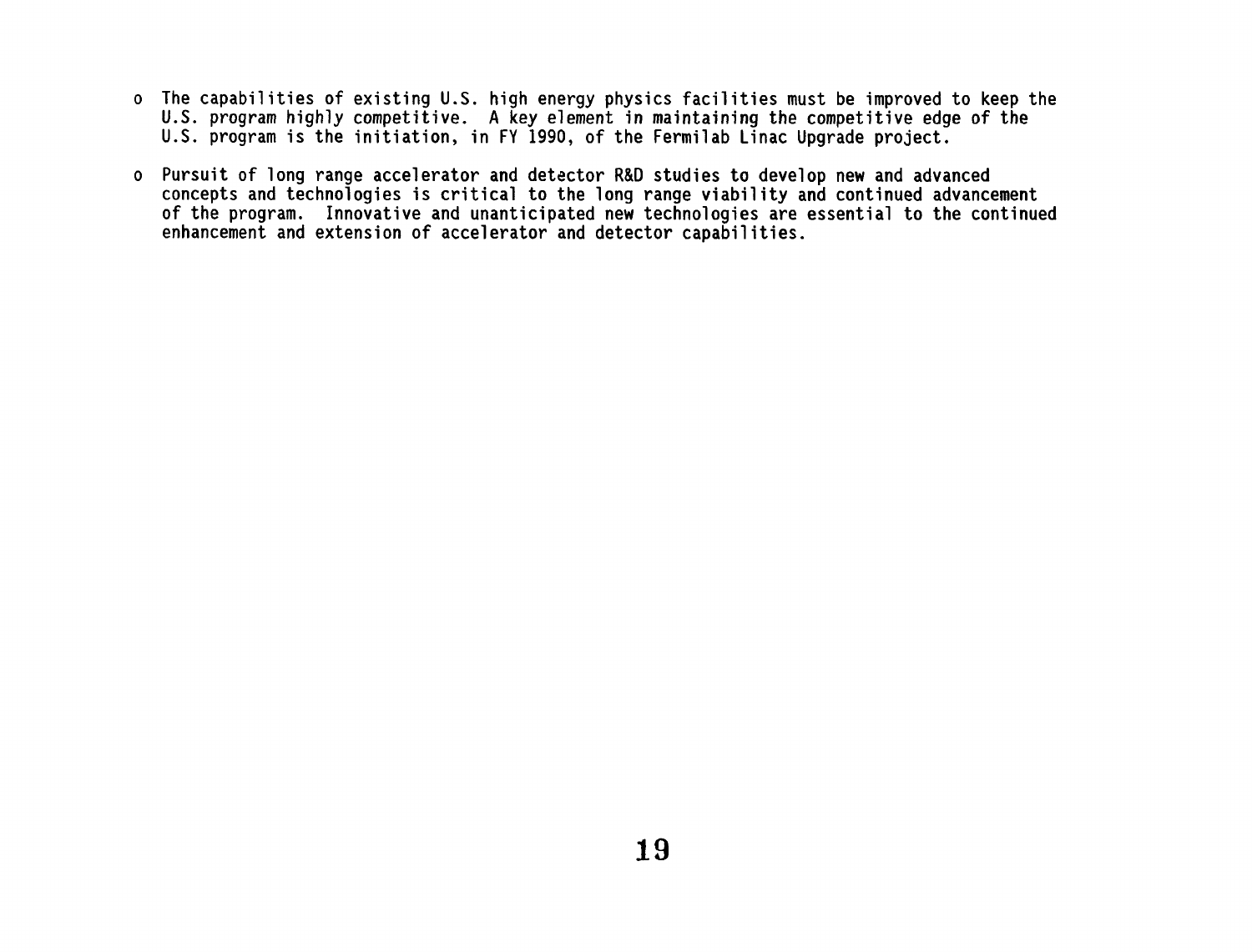- The capabilities of existing U.S. high energy physics facilities must be improved to keep the U.S. program highly competitive. A key element in maintaining the competitive edge of the U.S. program is the initiation, in FY 1990, of the Fermilab Linac Upgrade project.

- Pursuit of long range accelerator and detector R&D studies to develop new and advanced concepts and technologies is critical to the long range viability and continued advancement of the program. Innovative and unanticipated new technologies are essential to the continued enhancement and extension of accelerator and detector capabilities.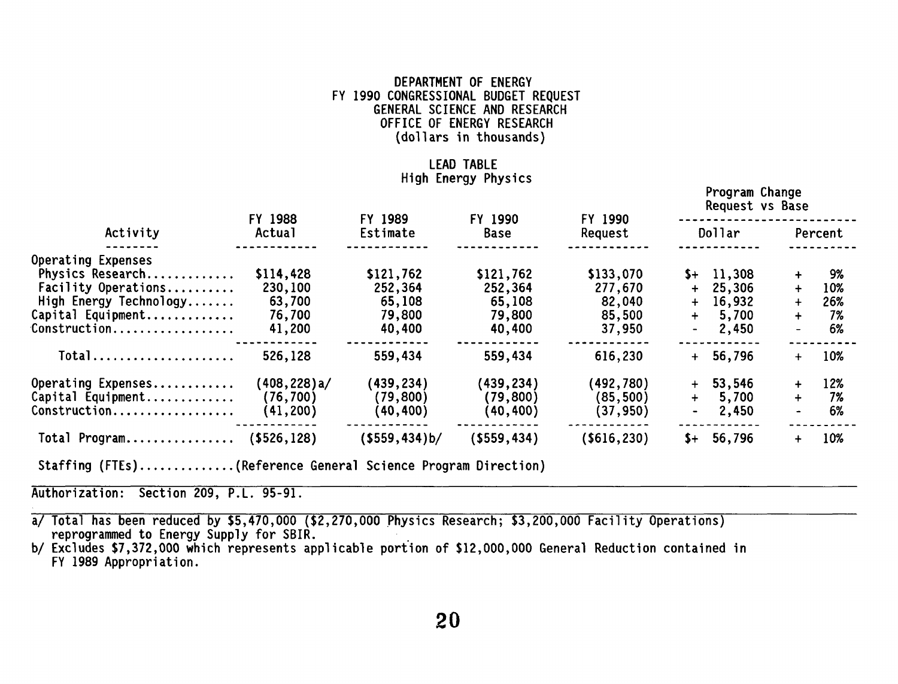DEPARTMENT OF ENERGY
FY 1990 CONGRESSIONAL BUDGET REQUEST
GENERAL SCIENCE AND RESEARCH
OFFICE OF ENERGY RESEARCH
(dollars in thousands)

LEAD TABLE
High Energy Physics

| Activity | FY 1988 Actual | FY 1989 Estimate | FY 1990 Base | FY 1990 Request | Program Change Request vs Base | |
|---|---|---|---|---|---|---|
| | | | | | Dollar | Percent |
| Operating Expenses | | | | | | |
| Physics Research............ | $114,428 | $121,762 | $121,762 | $133,070 | $+ 11,308 | + 9% |
| Facility Operations.......... | 230,100 | 252,364 | 252,364 | 277,670 | + 25,306 | + 10% |
| High Energy Technology....... | 63,700 | 65,108 | 65,108 | 82,040 | + 16,932 | + 26% |
| Capital Equipment............ | 76,700 | 79,800 | 79,800 | 85,500 | + 5,700 | + 7% |
| Construction................. | 41,200 | 40,400 | 40,400 | 37,950 | - 2,450 | - 6% |
| Total..................... | 526,128 | 559,434 | 559,434 | 616,230 | + 56,796 | + 10% |
| Operating Expenses........... | (408,228)a/ | (439,234) | (439,234) | (492,780) | + 53,546 | + 12% |
| Capital Equipment............ | (76,700) | (79,800) | (79,800) | (85,500) | + 5,700 | + 7% |
| Construction................. | (41,200) | (40,400) | (40,400) | (37,950) | - 2,450 | - 6% |
| Total Program............... | ($526,128) | ($559,434)b/ | ($559,434) | ($616,230) | $+ 56,796 | + 10% |

Staffing (FTEs).............(Reference General Science Program Direction)

Authorization: Section 209, P.L. 95-91.

a/ Total has been reduced by $5,470,000 ($2,270,000 Physics Research; $3,200,000 Facility Operations) reprogrammed to Energy Supply for SBIR.

b/ Excludes $7,372,000 which represents applicable portion of $12,000,000 General Reduction contained in FY 1989 Appropriation.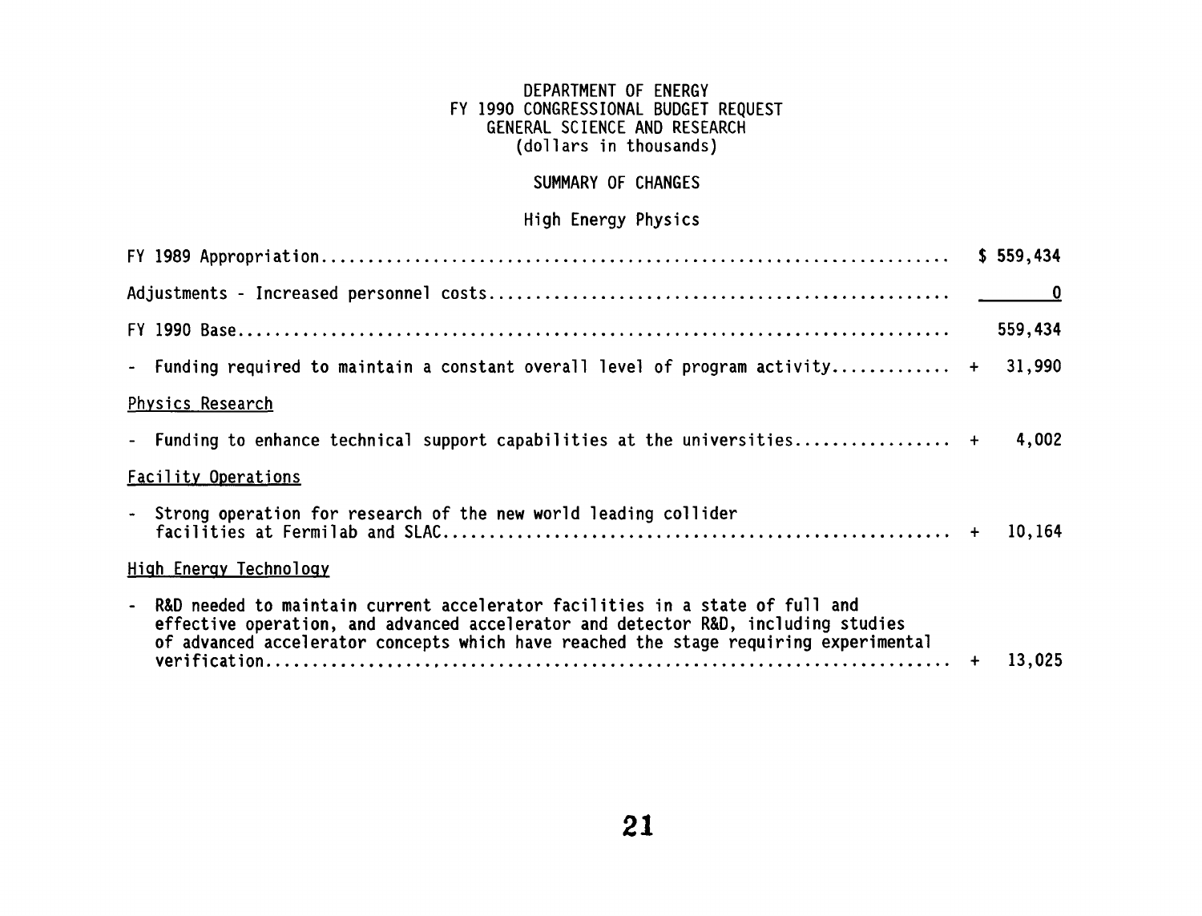# DEPARTMENT OF ENERGY
## FY 1990 CONGRESSIONAL BUDGET REQUEST
## GENERAL SCIENCE AND RESEARCH
(dollars in thousands)

### SUMMARY OF CHANGES

### High Energy Physics

| | |
|---|---|
| FY 1989 Appropriation | $ 559,434 |
| Adjustments - Increased personnel costs | 0 |
| FY 1990 Base | 559,434 |
| - Funding required to maintain a constant overall level of program activity | + 31,990 |
| Physics Research | |
| - Funding to enhance technical support capabilities at the universities | + 4,002 |
| Facility Operations | |
| - Strong operation for research of the new world leading collider facilities at Fermilab and SLAC | + 10,164 |
| High Energy Technology | |
| - R&D needed to maintain current accelerator facilities in a state of full and effective operation, and advanced accelerator and detector R&D, including studies of advanced accelerator concepts which have reached the stage requiring experimental verification | + 13,025 |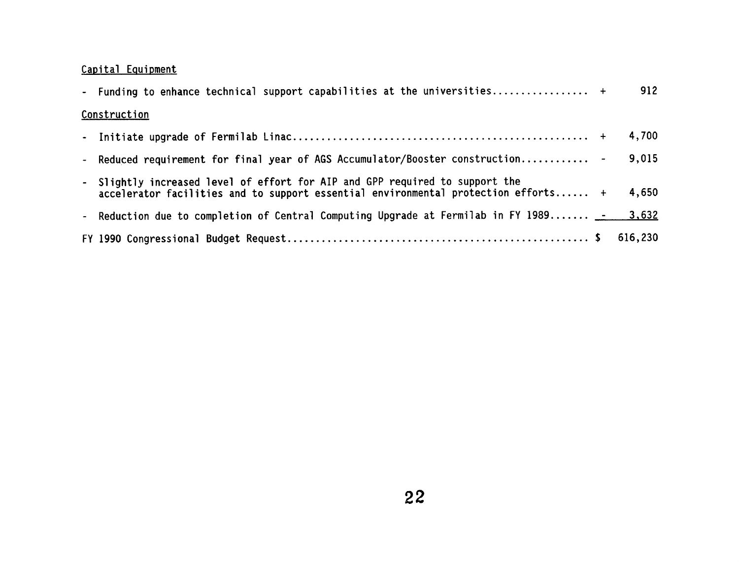Capital Equipment

- Funding to enhance technical support capabilities at the universities................ + 912

Construction

- Initiate upgrade of Fermilab Linac.................................................... + 4,700
- Reduced requirement for final year of AGS Accumulator/Booster construction............ - 9,015
- Slightly increased level of effort for AIP and GPP required to support the accelerator facilities and to support essential environmental protection efforts...... + 4,650
- Reduction due to completion of Central Computing Upgrade at Fermilab in FY 1989....... - 3,632

FY 1990 Congressional Budget Request.................................................... $ 616,230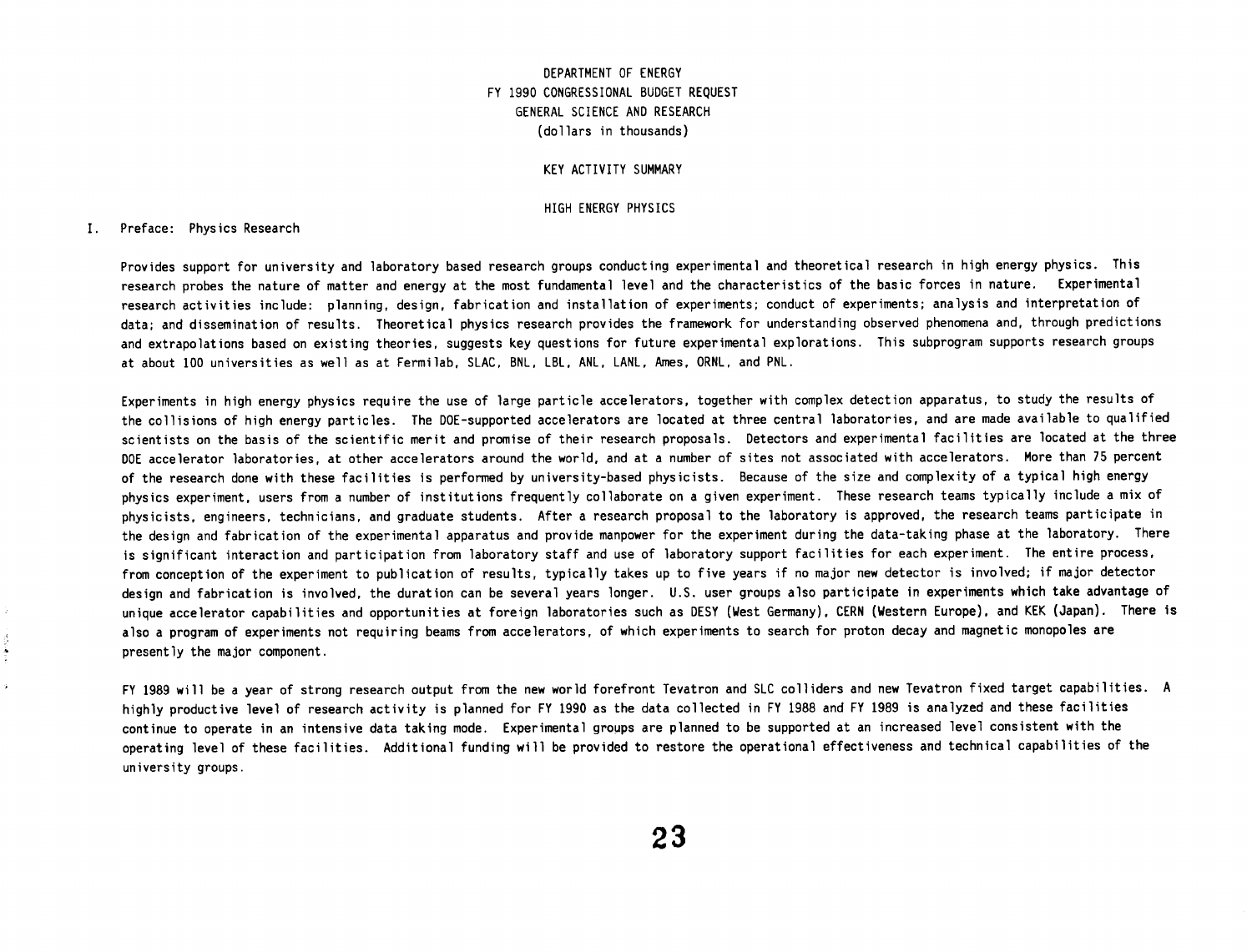DEPARTMENT OF ENERGY
FY 1990 CONGRESSIONAL BUDGET REQUEST
GENERAL SCIENCE AND RESEARCH
(dollars in thousands)

KEY ACTIVITY SUMMARY

HIGH ENERGY PHYSICS

I. Preface: Physics Research

Provides support for university and laboratory based research groups conducting experimental and theoretical research in high energy physics. This research probes the nature of matter and energy at the most fundamental level and the characteristics of the basic forces in nature. Experimental research activities include: planning, design, fabrication and installation of experiments; conduct of experiments; analysis and interpretation of data; and dissemination of results. Theoretical physics research provides the framework for understanding observed phenomena and, through predictions and extrapolations based on existing theories, suggests key questions for future experimental explorations. This subprogram supports research groups at about 100 universities as well as at Fermilab, SLAC, BNL, LBL, ANL, LANL, Ames, ORNL, and PNL.

Experiments in high energy physics require the use of large particle accelerators, together with complex detection apparatus, to study the results of the collisions of high energy particles. The DOE-supported accelerators are located at three central laboratories, and are made available to qualified scientists on the basis of the scientific merit and promise of their research proposals. Detectors and experimental facilities are located at the three DOE accelerator laboratories, at other accelerators around the world, and at a number of sites not associated with accelerators. More than 75 percent of the research done with these facilities is performed by university-based physicists. Because of the size and complexity of a typical high energy physics experiment, users from a number of institutions frequently collaborate on a given experiment. These research teams typically include a mix of physicists, engineers, technicians, and graduate students. After a research proposal to the laboratory is approved, the research teams participate in the design and fabrication of the experimental apparatus and provide manpower for the experiment during the data-taking phase at the laboratory. There is significant interaction and participation from laboratory staff and use of laboratory support facilities for each experiment. The entire process, from conception of the experiment to publication of results, typically takes up to five years if no major new detector is involved; if major detector design and fabrication is involved, the duration can be several years longer. U.S. user groups also participate in experiments which take advantage of unique accelerator capabilities and opportunities at foreign laboratories such as DESY (West Germany), CERN (Western Europe), and KEK (Japan). There is also a program of experiments not requiring beams from accelerators, of which experiments to search for proton decay and magnetic monopoles are presently the major component.

FY 1989 will be a year of strong research output from the new world forefront Tevatron and SLC colliders and new Tevatron fixed target capabilities. A highly productive level of research activity is planned for FY 1990 as the data collected in FY 1988 and FY 1989 is analyzed and these facilities continue to operate in an intensive data taking mode. Experimental groups are planned to be supported at an increased level consistent with the operating level of these facilities. Additional funding will be provided to restore the operational effectiveness and technical capabilities of the university groups.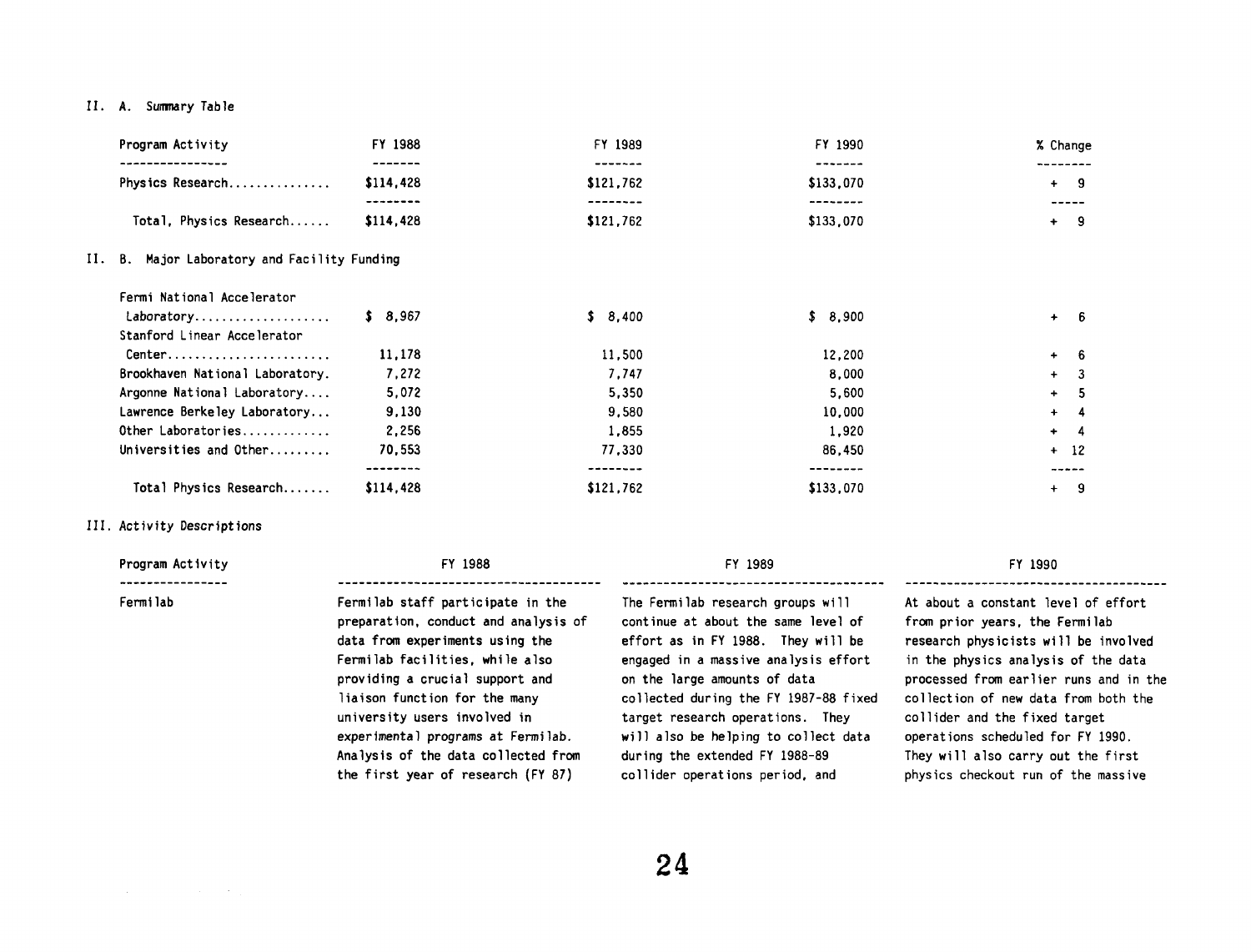II. A. Summary Table

| Program Activity | FY 1988 | FY 1989 | FY 1990 | % Change |
|---|---|---|---|---|
| Physics Research.............. | $114,428 | $121,762 | $133,070 | + 9 |
| Total, Physics Research...... | $114,428 | $121,762 | $133,070 | + 9 |

II. B. Major Laboratory and Facility Funding

| | FY 1988 | FY 1989 | FY 1990 | % Change |
|---|---|---|---|---|
| Fermi National Accelerator Laboratory.................... | $ 8,967 | $ 8,400 | $ 8,900 | + 6 |
| Stanford Linear Accelerator Center........................ | 11,178 | 11,500 | 12,200 | + 6 |
| Brookhaven National Laboratory. | 7,272 | 7,747 | 8,000 | + 3 |
| Argonne National Laboratory.... | 5,072 | 5,350 | 5,600 | + 5 |
| Lawrence Berkeley Laboratory... | 9,130 | 9,580 | 10,000 | + 4 |
| Other Laboratories............. | 2,256 | 1,855 | 1,920 | + 4 |
| Universities and Other......... | 70,553 | 77,330 | 86,450 | + 12 |
| Total Physics Research....... | $114,428 | $121,762 | $133,070 | + 9 |

III. Activity Descriptions

| Program Activity | FY 1988 | FY 1989 | FY 1990 |
|---|---|---|---|
| Fermilab | Fermilab staff participate in the preparation, conduct and analysis of data from experiments using the Fermilab facilities, while also providing a crucial support and liaison function for the many university users involved in experimental programs at Fermilab. Analysis of the data collected from the first year of research (FY 87) | The Fermilab research groups will continue at about the same level of effort as in FY 1988. They will be engaged in a massive analysis effort on the large amounts of data collected during the FY 1987-88 fixed target research operations. They will also be helping to collect data during the extended FY 1988-89 collider operations period, and | At about a constant level of effort from prior years, the Fermilab research physicists will be involved in the physics analysis of the data processed from earlier runs and in the collection of new data from both the collider and the fixed target operations scheduled for FY 1990. They will also carry out the first physics checkout run of the massive |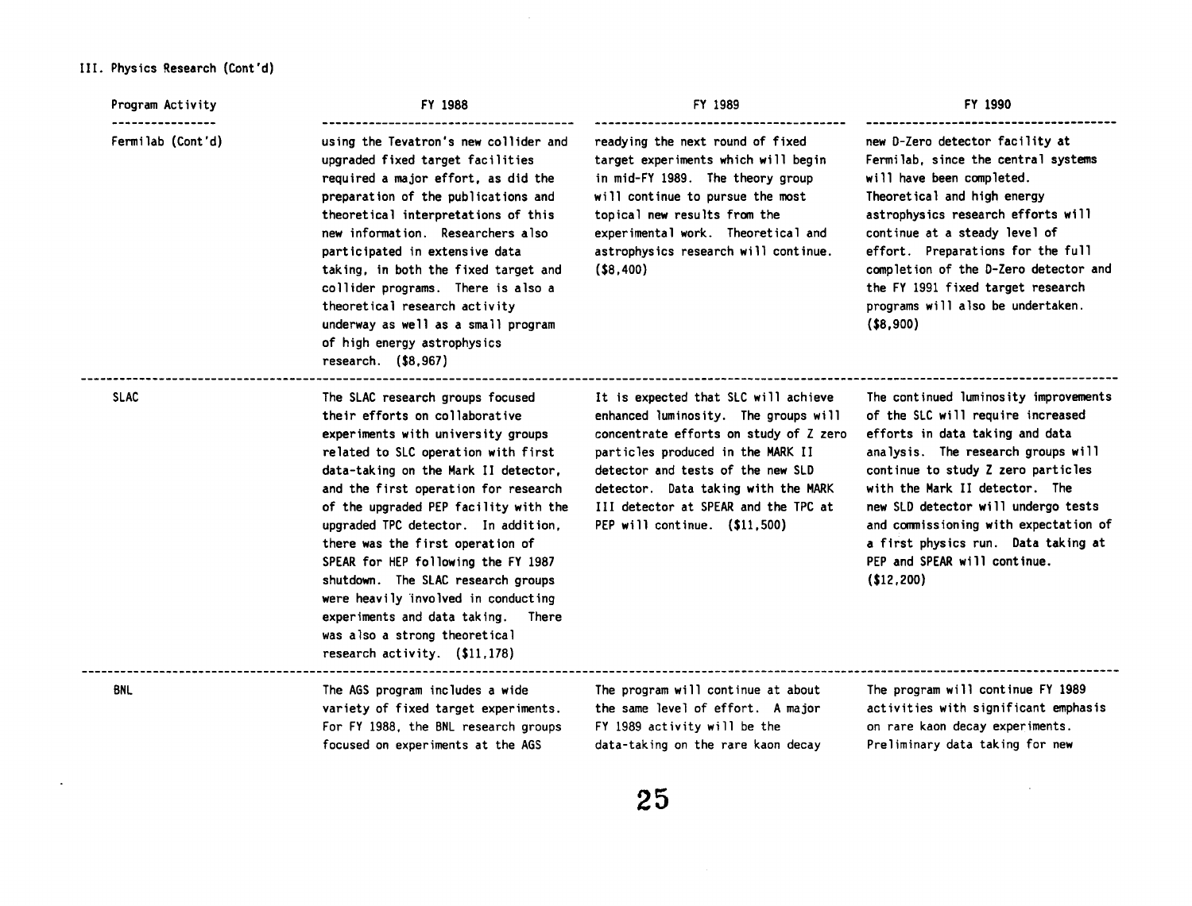III. Physics Research (Cont'd)

| Program Activity | FY 1988 | FY 1989 | FY 1990 |
|---|---|---|---|
| Fermilab (Cont'd) | using the Tevatron's new collider and upgraded fixed target facilities required a major effort, as did the preparation of the publications and theoretical interpretations of this new information. Researchers also participated in extensive data taking, in both the fixed target and collider programs. There is also a theoretical research activity underway as well as a small program of high energy astrophysics research. ($8,967) | readying the next round of fixed target experiments which will begin in mid-FY 1989. The theory group will continue to pursue the most topical new results from the experimental work. Theoretical and astrophysics research will continue. ($8,400) | new D-Zero detector facility at Fermilab, since the central systems will have been completed. Theoretical and high energy astrophysics research efforts will continue at a steady level of effort. Preparations for the full completion of the D-Zero detector and the FY 1991 fixed target research programs will also be undertaken. ($8,900) |
| SLAC | The SLAC research groups focused their efforts on collaborative experiments with university groups related to SLC operation with first data-taking on the Mark II detector, and the first operation for research of the upgraded PEP facility with the upgraded TPC detector. In addition, there was the first operation of SPEAR for HEP following the FY 1987 shutdown. The SLAC research groups were heavily involved in conducting experiments and data taking. There was also a strong theoretical research activity. ($11,178) | It is expected that SLC will achieve enhanced luminosity. The groups will concentrate efforts on study of Z zero particles produced in the MARK II detector and tests of the new SLD detector. Data taking with the MARK III detector at SPEAR and the TPC at PEP will continue. ($11,500) | The continued luminosity improvements of the SLC will require increased efforts in data taking and data analysis. The research groups will continue to study Z zero particles with the Mark II detector. The new SLD detector will undergo tests and commissioning with expectation of a first physics run. Data taking at PEP and SPEAR will continue. ($12,200) |
| BNL | The AGS program includes a wide variety of fixed target experiments. For FY 1988, the BNL research groups focused on experiments at the AGS | The program will continue at about the same level of effort. A major FY 1989 activity will be the data-taking on the rare kaon decay | The program will continue FY 1989 activities with significant emphasis on rare kaon decay experiments. Preliminary data taking for new |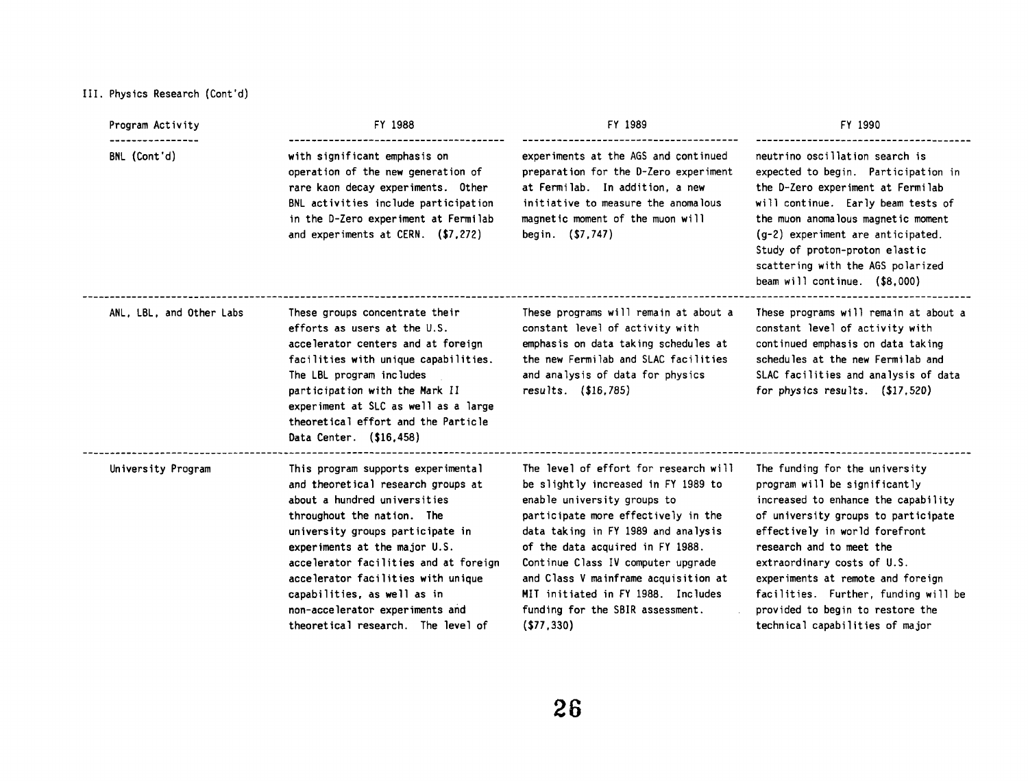III. Physics Research (Cont'd)

| Program Activity | FY 1988 | FY 1989 | FY 1990 |
|---|---|---|---|
| BNL (Cont'd) | with significant emphasis on operation of the new generation of rare kaon decay experiments. Other BNL activities include participation in the D-Zero experiment at Fermilab and experiments at CERN. ($7,272) | experiments at the AGS and continued preparation for the D-Zero experiment at Fermilab. In addition, a new initiative to measure the anomalous magnetic moment of the muon will begin. ($7,747) | neutrino oscillation search is expected to begin. Participation in the D-Zero experiment at Fermilab will continue. Early beam tests of the muon anomalous magnetic moment (g-2) experiment are anticipated. Study of proton-proton elastic scattering with the AGS polarized beam will continue. ($8,000) |
| ANL, LBL, and Other Labs | These groups concentrate their efforts as users at the U.S. accelerator centers and at foreign facilities with unique capabilities. The LBL program includes participation with the Mark II experiment at SLC as well as a large theoretical effort and the Particle Data Center. ($16,458) | These programs will remain at about a constant level of activity with emphasis on data taking schedules at the new Fermilab and SLAC facilities and analysis of data for physics results. ($16,785) | These programs will remain at about a constant level of activity with continued emphasis on data taking schedules at the new Fermilab and SLAC facilities and analysis of data for physics results. ($17,520) |
| University Program | This program supports experimental and theoretical research groups at about a hundred universities throughout the nation. The university groups participate in experiments at the major U.S. accelerator facilities and at foreign accelerator facilities with unique capabilities, as well as in non-accelerator experiments and theoretical research. The level of | The level of effort for research will be slightly increased in FY 1989 to enable university groups to participate more effectively in the data taking in FY 1989 and analysis of the data acquired in FY 1988. Continue Class IV computer upgrade and Class V mainframe acquisition at MIT initiated in FY 1988. Includes funding for the SBIR assessment. ($77,330) | The funding for the university program will be significantly increased to enhance the capability of university groups to participate effectively in world forefront research and to meet the extraordinary costs of U.S. experiments at remote and foreign facilities. Further, funding will be provided to begin to restore the technical capabilities of major |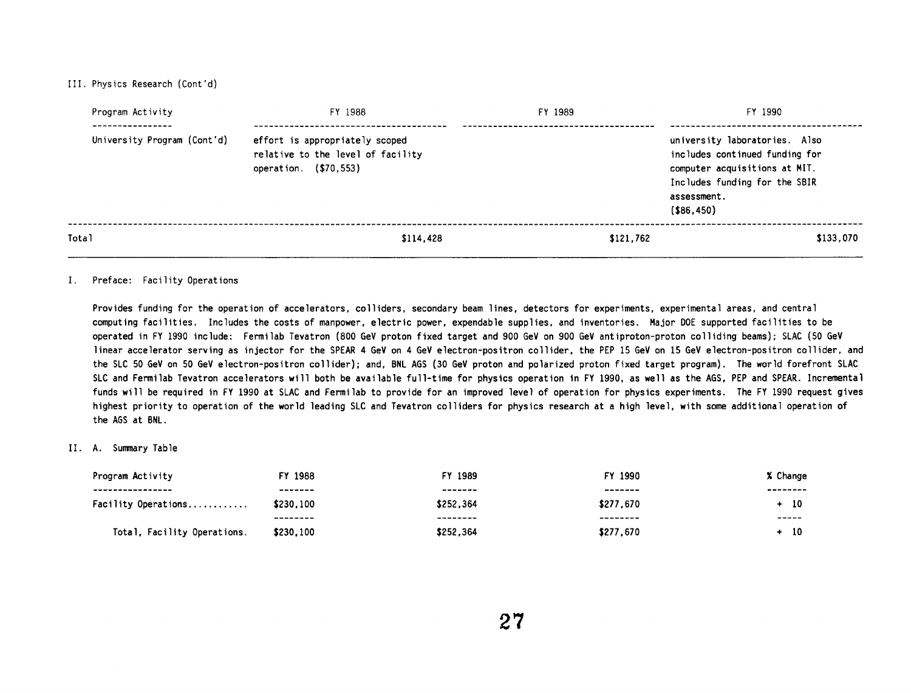III. Physics Research (Cont'd)

| Program Activity | FY 1988 | FY 1989 | FY 1990 |
|---|---|---|---|
| University Program (Cont'd) | effort is appropriately scoped relative to the level of facility operation. ($70,553) | | university laboratories. Also includes continued funding for computer acquisitions at MIT. Includes funding for the SBIR assessment. ($86,450) |
| Total | $114,428 | $121,762 | $133,070 |

I. Preface: Facility Operations

Provides funding for the operation of accelerators, colliders, secondary beam lines, detectors for experiments, experimental areas, and central computing facilities. Includes the costs of manpower, electric power, expendable supplies, and inventories. Major DOE supported facilities to be operated in FY 1990 include: Fermilab Tevatron (800 GeV proton fixed target and 900 GeV on 900 GeV antiproton-proton colliding beams); SLAC (50 GeV linear accelerator serving as injector for the SPEAR 4 GeV on 4 GeV electron-positron collider, the PEP 15 GeV on 15 GeV electron-positron collider, and the SLC 50 GeV on 50 GeV electron-positron collider); and, BNL AGS (30 GeV proton and polarized proton fixed target program). The world forefront SLAC SLC and Fermilab Tevatron accelerators will both be available full-time for physics operation in FY 1990, as well as the AGS, PEP and SPEAR. Incremental funds will be required in FY 1990 at SLAC and Fermilab to provide for an improved level of operation for physics experiments. The FY 1990 request gives highest priority to operation of the world leading SLC and Tevatron colliders for physics research at a high level, with some additional operation of the AGS at BNL.

II. A. Summary Table

| Program Activity | FY 1988 | FY 1989 | FY 1990 | % Change |
|---|---|---|---|---|
| Facility Operations............ | $230,100 | $252,364 | $277,670 | + 10 |
| Total, Facility Operations. | $230,100 | $252,364 | $277,670 | + 10 |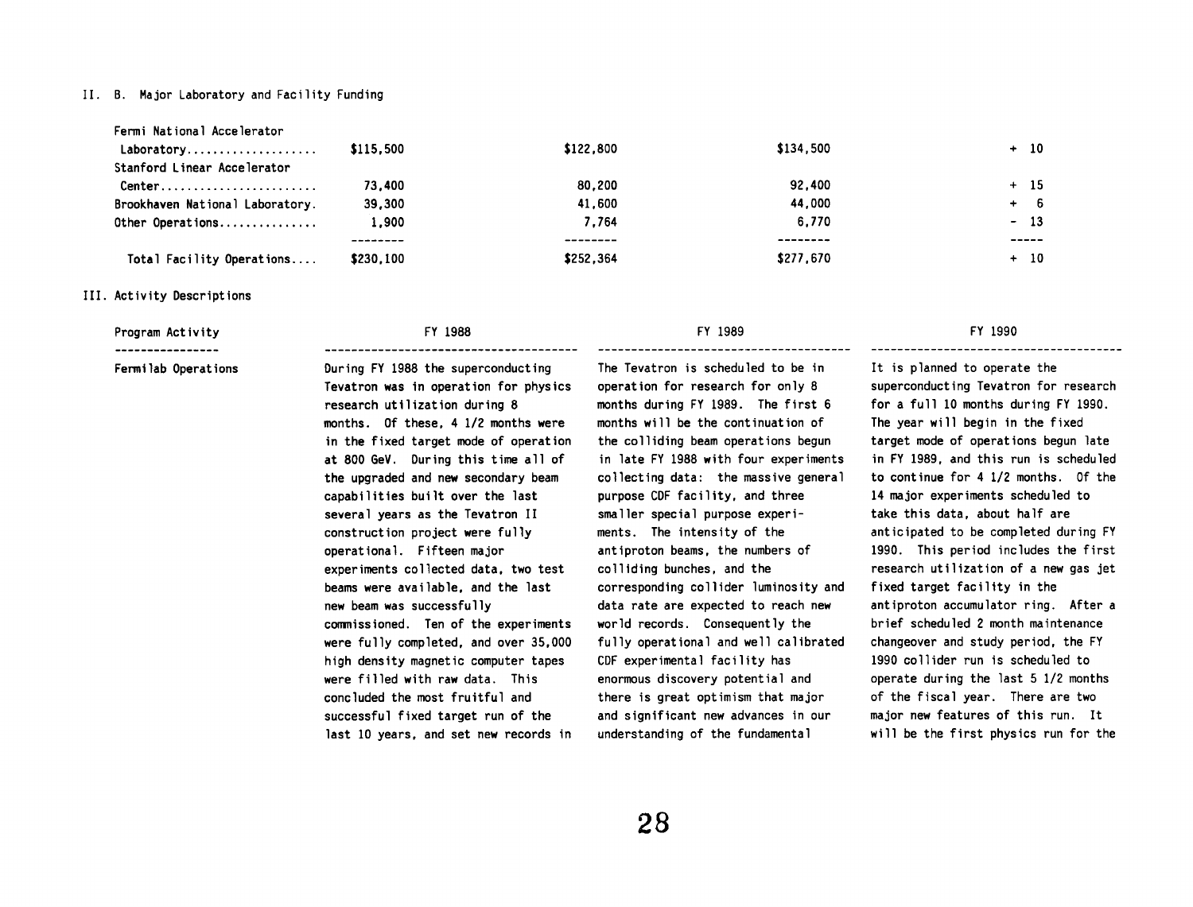II. B. Major Laboratory and Facility Funding

| | | | | |
|---|---|---|---|---|
| Fermi National Accelerator Laboratory.................... | $115,500 | $122,800 | $134,500 | + 10 |
| Stanford Linear Accelerator Center........................ | 73,400 | 80,200 | 92,400 | + 15 |
| Brookhaven National Laboratory. | 39,300 | 41,600 | 44,000 | + 6 |
| Other Operations............... | 1,900 | 7,764 | 6,770 | - 13 |
| Total Facility Operations.... | $230,100 | $252,364 | $277,670 | + 10 |

III. Activity Descriptions

| Program Activity | FY 1988 | FY 1989 | FY 1990 |
|---|---|---|---|
| Fermilab Operations | During FY 1988 the superconducting Tevatron was in operation for physics research utilization during 8 months. Of these, 4 1/2 months were in the fixed target mode of operation at 800 GeV. During this time all of the upgraded and new secondary beam capabilities built over the last several years as the Tevatron II construction project were fully operational. Fifteen major experiments collected data, two test beams were available, and the last new beam was successfully commissioned. Ten of the experiments were fully completed, and over 35,000 high density magnetic computer tapes were filled with raw data. This concluded the most fruitful and successful fixed target run of the last 10 years, and set new records in | The Tevatron is scheduled to be in operation for research for only 8 months during FY 1989. The first 6 months will be the continuation of the colliding beam operations begun in late FY 1988 with four experiments collecting data: the massive general purpose CDF facility, and three smaller special purpose experiments. The intensity of the antiproton beams, the numbers of colliding bunches, and the corresponding collider luminosity and data rate are expected to reach new world records. Consequently the fully operational and well calibrated CDF experimental facility has enormous discovery potential and there is great optimism that major and significant new advances in our understanding of the fundamental | It is planned to operate the superconducting Tevatron for research for a full 10 months during FY 1990. The year will begin in the fixed target mode of operations begun late in FY 1989, and this run is scheduled to continue for 4 1/2 months. Of the 14 major experiments scheduled to take this data, about half are anticipated to be completed during FY 1990. This period includes the first research utilization of a new gas jet fixed target facility in the antiproton accumulator ring. After a brief scheduled 2 month maintenance changeover and study period, the FY 1990 collider run is scheduled to operate during the last 5 1/2 months of the fiscal year. There are two major new features of this run. It will be the first physics run for the |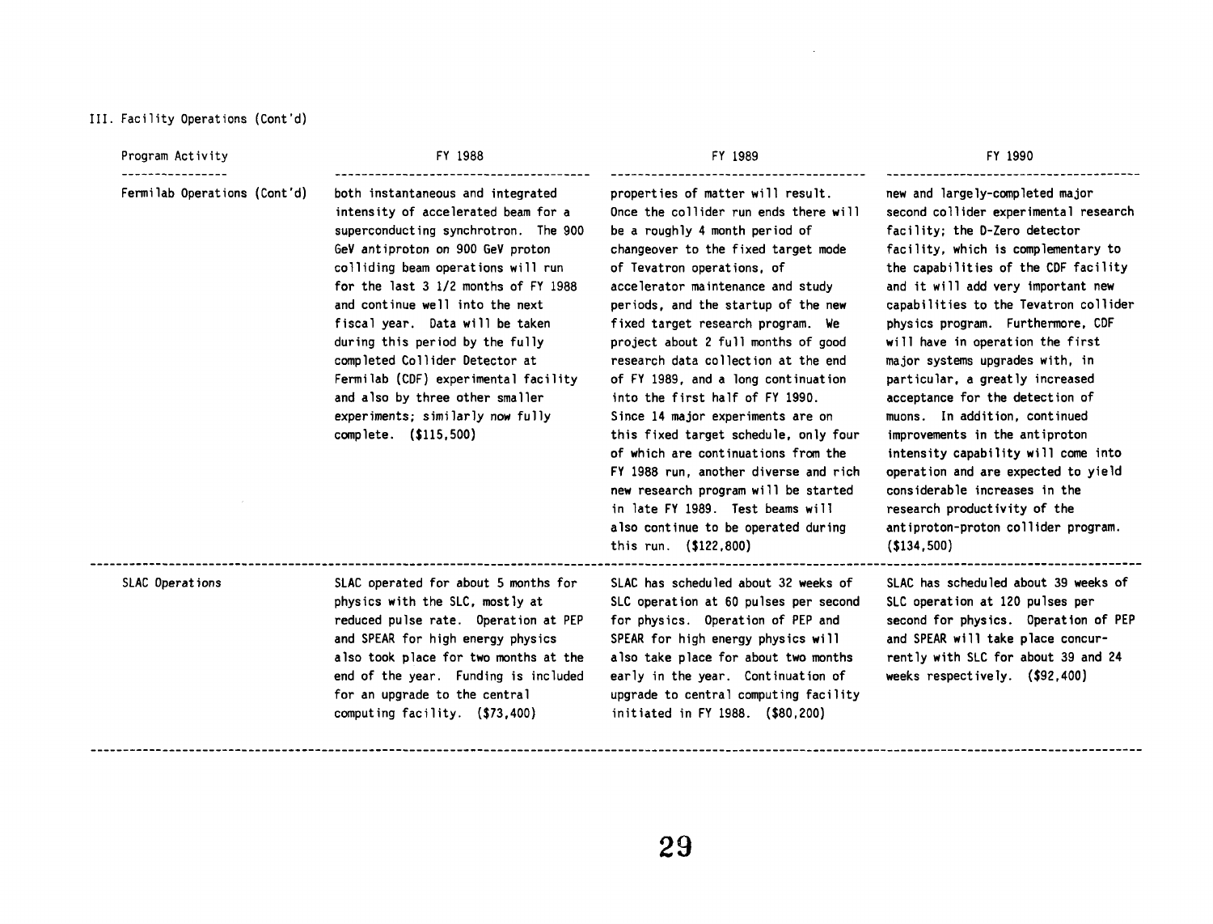III. Facility Operations (Cont'd)

| Program Activity | FY 1988 | FY 1989 | FY 1990 |
|---|---|---|---|
| Fermilab Operations (Cont'd) | both instantaneous and integrated intensity of accelerated beam for a superconducting synchrotron. The 900 GeV antiproton on 900 GeV proton colliding beam operations will run for the last 3 1/2 months of FY 1988 and continue well into the next fiscal year. Data will be taken during this period by the fully completed Collider Detector at Fermilab (CDF) experimental facility and also by three other smaller experiments; similarly now fully complete. ($115,500) | properties of matter will result. Once the collider run ends there will be a roughly 4 month period of changeover to the fixed target mode of Tevatron operations, of accelerator maintenance and study periods, and the startup of the new fixed target research program. We project about 2 full months of good research data collection at the end of FY 1989, and a long continuation into the first half of FY 1990. Since 14 major experiments are on this fixed target schedule, only four of which are continuations from the FY 1988 run, another diverse and rich new research program will be started in late FY 1989. Test beams will also continue to be operated during this run. ($122,800) | new and largely-completed major second collider experimental research facility; the D-Zero detector facility, which is complementary to the capabilities of the CDF facility and it will add very important new capabilities to the Tevatron collider physics program. Furthermore, CDF will have in operation the first major systems upgrades with, in particular, a greatly increased acceptance for the detection of muons. In addition, continued improvements in the antiproton intensity capability will come into operation and are expected to yield considerable increases in the research productivity of the antiproton-proton collider program. ($134,500) |
| SLAC Operations | SLAC operated for about 5 months for physics with the SLC, mostly at reduced pulse rate. Operation at PEP and SPEAR for high energy physics also took place for two months at the end of the year. Funding is included for an upgrade to the central computing facility. ($73,400) | SLAC has scheduled about 32 weeks of SLC operation at 60 pulses per second for physics. Operation of PEP and SPEAR for high energy physics will also take place for about two months early in the year. Continuation of upgrade to central computing facility initiated in FY 1988. ($80,200) | SLAC has scheduled about 39 weeks of SLC operation at 120 pulses per second for physics. Operation of PEP and SPEAR will take place concurrently with SLC for about 39 and 24 weeks respectively. ($92,400) |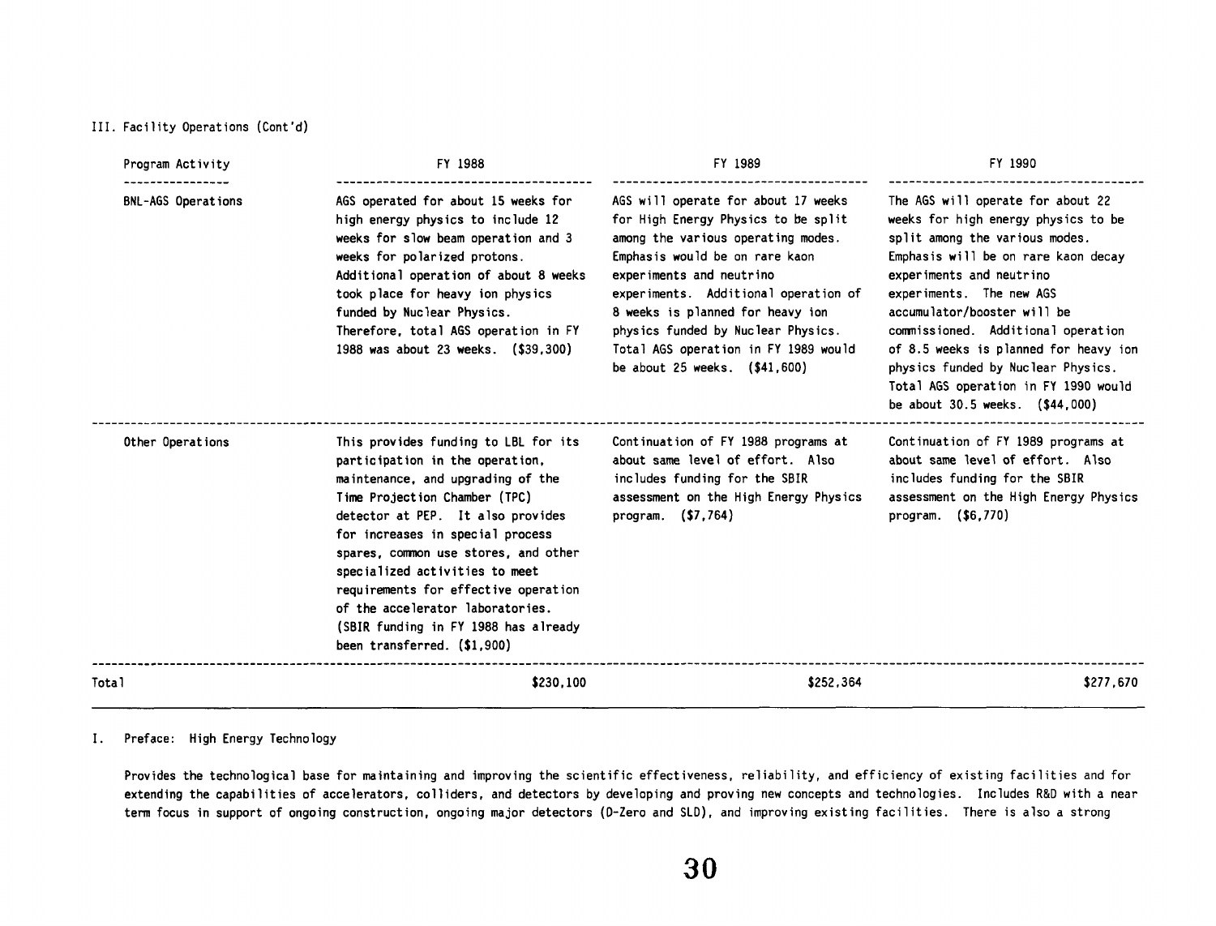III. Facility Operations (Cont'd)

| Program Activity | FY 1988 | FY 1989 | FY 1990 |
|---|---|---|---|
| BNL-AGS Operations | AGS operated for about 15 weeks for high energy physics to include 12 weeks for slow beam operation and 3 weeks for polarized protons. Additional operation of about 8 weeks took place for heavy ion physics funded by Nuclear Physics. Therefore, total AGS operation in FY 1988 was about 23 weeks. ($39,300) | AGS will operate for about 17 weeks for High Energy Physics to be split among the various operating modes. Emphasis would be on rare kaon experiments and neutrino experiments. Additional operation of 8 weeks is planned for heavy ion physics funded by Nuclear Physics. Total AGS operation in FY 1989 would be about 25 weeks. ($41,600) | The AGS will operate for about 22 weeks for high energy physics to be split among the various modes. Emphasis will be on rare kaon decay experiments and neutrino experiments. The new AGS accumulator/booster will be commissioned. Additional operation of 8.5 weeks is planned for heavy ion physics funded by Nuclear Physics. Total AGS operation in FY 1990 would be about 30.5 weeks. ($44,000) |
| Other Operations | This provides funding to LBL for its participation in the operation, maintenance, and upgrading of the Time Projection Chamber (TPC) detector at PEP. It also provides for increases in special process spares, common use stores, and other specialized activities to meet requirements for effective operation of the accelerator laboratories. (SBIR funding in FY 1988 has already been transferred. ($1,900) | Continuation of FY 1988 programs at about same level of effort. Also includes funding for the SBIR assessment on the High Energy Physics program. ($7,764) | Continuation of FY 1989 programs at about same level of effort. Also includes funding for the SBIR assessment on the High Energy Physics program. ($6,770) |
| Total | $230,100 | $252,364 | $277,670 |

I. Preface: High Energy Technology

Provides the technological base for maintaining and improving the scientific effectiveness, reliability, and efficiency of existing facilities and for extending the capabilities of accelerators, colliders, and detectors by developing and proving new concepts and technologies. Includes R&D with a near term focus in support of ongoing construction, ongoing major detectors (D-Zero and SLD), and improving existing facilities. There is also a strong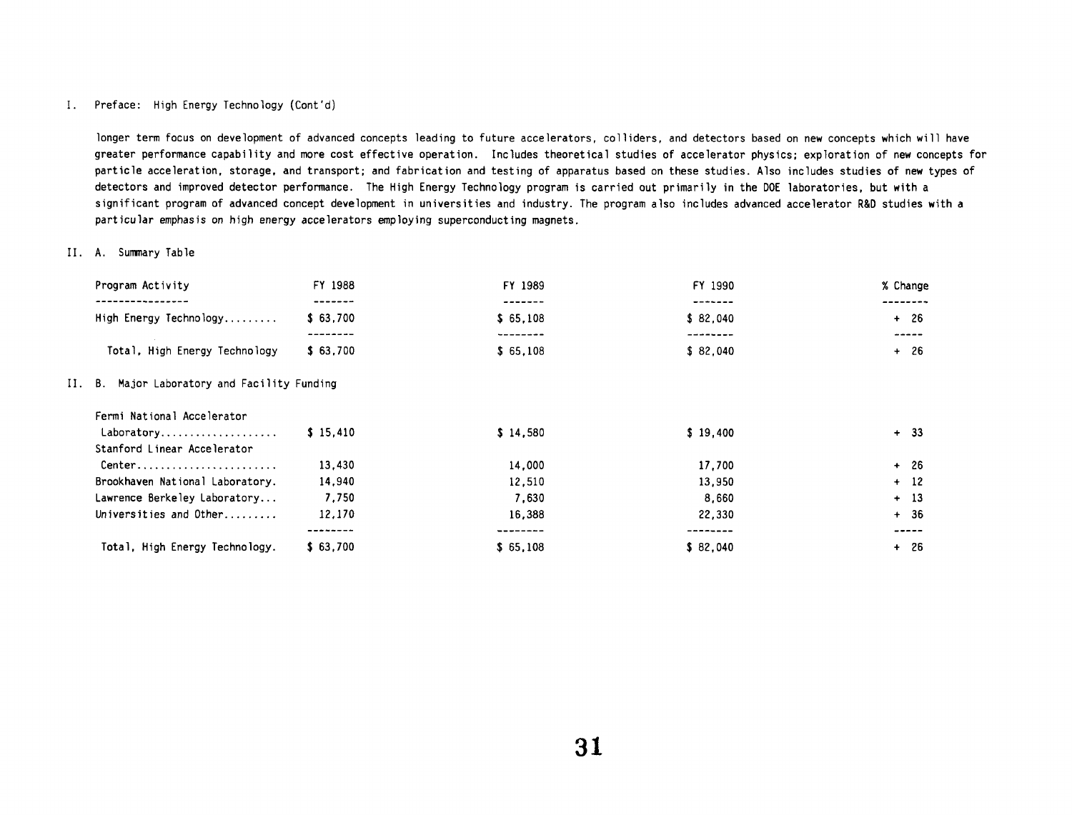I. Preface: High Energy Technology (Cont'd)

longer term focus on development of advanced concepts leading to future accelerators, colliders, and detectors based on new concepts which will have greater performance capability and more cost effective operation. Includes theoretical studies of accelerator physics; exploration of new concepts for particle acceleration, storage, and transport; and fabrication and testing of apparatus based on these studies. Also includes studies of new types of detectors and improved detector performance. The High Energy Technology program is carried out primarily in the DOE laboratories, but with a significant program of advanced concept development in universities and industry. The program also includes advanced accelerator R&D studies with a particular emphasis on high energy accelerators employing superconducting magnets.

II. A. Summary Table

| Program Activity | FY 1988 | FY 1989 | FY 1990 | % Change |
|---|---|---|---|---|
| High Energy Technology......... | $ 63,700 | $ 65,108 | $ 82,040 | + 26 |
| Total, High Energy Technology | $ 63,700 | $ 65,108 | $ 82,040 | + 26 |

II. B. Major Laboratory and Facility Funding

| | FY 1988 | FY 1989 | FY 1990 | % Change |
|---|---|---|---|---|
| Fermi National Accelerator Laboratory.................... | $ 15,410 | $ 14,580 | $ 19,400 | + 33 |
| Stanford Linear Accelerator Center........................ | 13,430 | 14,000 | 17,700 | + 26 |
| Brookhaven National Laboratory. | 14,940 | 12,510 | 13,950 | + 12 |
| Lawrence Berkeley Laboratory... | 7,750 | 7,630 | 8,660 | + 13 |
| Universities and Other......... | 12,170 | 16,388 | 22,330 | + 36 |
| Total, High Energy Technology. | $ 63,700 | $ 65,108 | $ 82,040 | + 26 |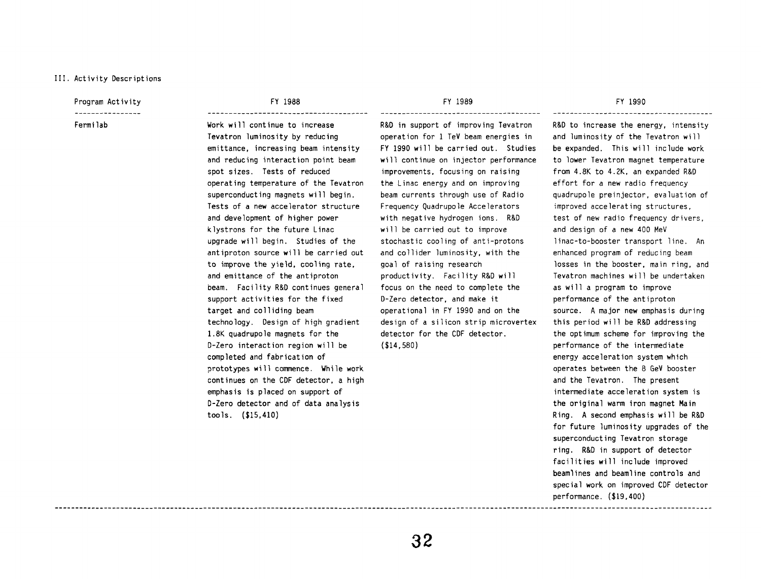III. Activity Descriptions

| Program Activity | FY 1988 | FY 1989 | FY 1990 |
|---|---|---|---|
| Fermilab | Work will continue to increase Tevatron luminosity by reducing emittance, increasing beam intensity and reducing interaction point beam spot sizes. Tests of reduced operating temperature of the Tevatron superconducting magnets will begin. Tests of a new accelerator structure and development of higher power klystrons for the future Linac upgrade will begin. Studies of the antiproton source will be carried out to improve the yield, cooling rate, and emittance of the antiproton beam. Facility R&D continues general support activities for the fixed target and colliding beam technology. Design of high gradient 1.8K quadrupole magnets for the D-Zero interaction region will be completed and fabrication of prototypes will commence. While work continues on the CDF detector, a high emphasis is placed on support of D-Zero detector and of data analysis tools. ($15,410) | R&D in support of improving Tevatron operation for 1 TeV beam energies in FY 1990 will be carried out. Studies will continue on injector performance improvements, focusing on raising the Linac energy and on improving beam currents through use of Radio Frequency Quadrupole Accelerators with negative hydrogen ions. R&D will be carried out to improve stochastic cooling of anti-protons and collider luminosity, with the goal of raising research productivity. Facility R&D will focus on the need to complete the D-Zero detector, and make it operational in FY 1990 and on the design of a silicon strip microvertex detector for the CDF detector. ($14,580) | R&D to increase the energy, intensity and luminosity of the Tevatron will be expanded. This will include work to lower Tevatron magnet temperature from 4.8K to 4.2K, an expanded R&D effort for a new radio frequency quadrupole preinjector, evaluation of improved accelerating structures, test of new radio frequency drivers, and design of a new 400 MeV linac-to-booster transport line. An enhanced program of reducing beam losses in the booster, main ring, and Tevatron machines will be undertaken as will a program to improve performance of the antiproton source. A major new emphasis during this period will be R&D addressing the optimum scheme for improving the performance of the intermediate energy acceleration system which operates between the 8 GeV booster and the Tevatron. The present intermediate acceleration system is the original warm iron magnet Main Ring. A second emphasis will be R&D for future luminosity upgrades of the superconducting Tevatron storage ring. R&D in support of detector facilities will include improved beamlines and beamline controls and special work on improved CDF detector performance. ($19,400) |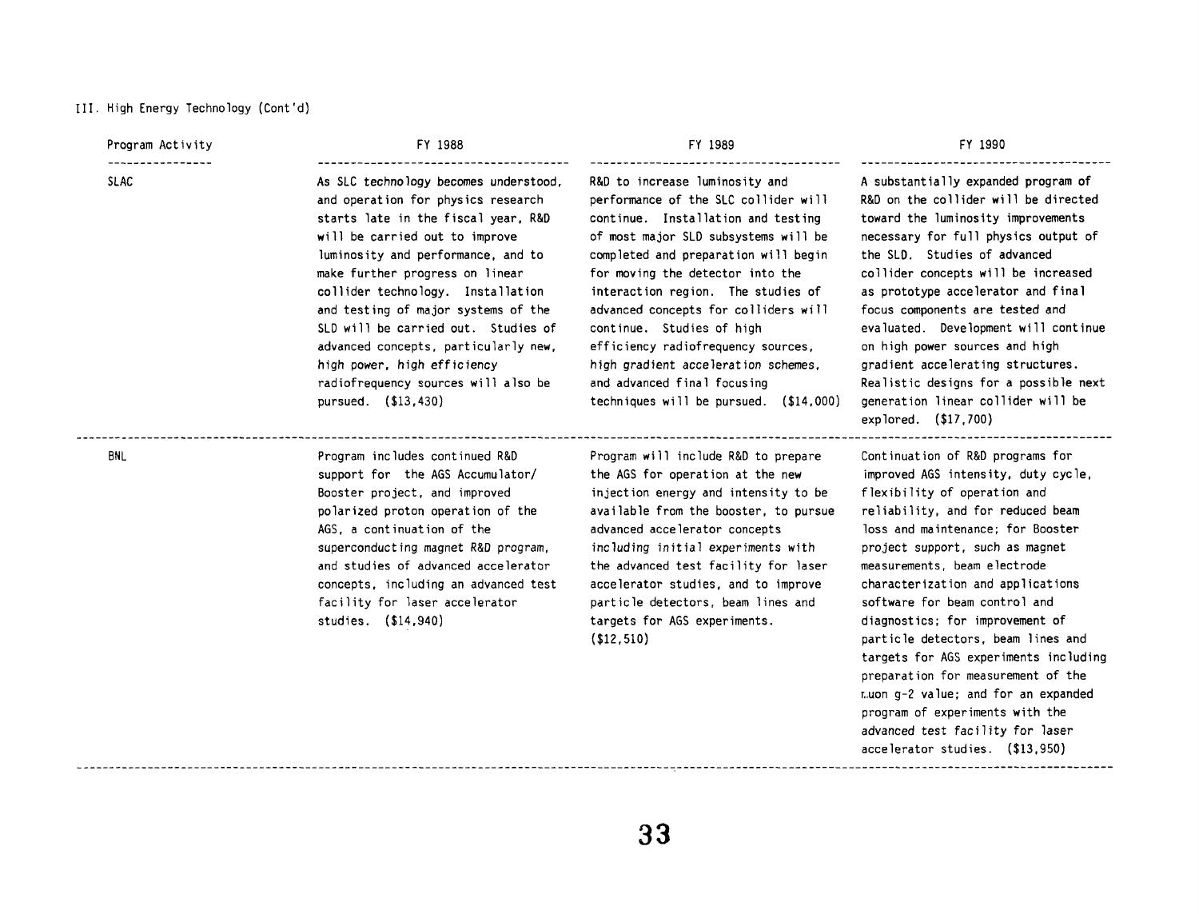III. High Energy Technology (Cont'd)

| Program Activity | FY 1988 | FY 1989 | FY 1990 |
|---|---|---|---|
| SLAC | As SLC technology becomes understood, and operation for physics research starts late in the fiscal year, R&D will be carried out to improve luminosity and performance, and to make further progress on linear collider technology. Installation and testing of major systems of the SLD will be carried out. Studies of advanced concepts, particularly new, high power, high efficiency radiofrequency sources will also be pursued. ($13,430) | R&D to increase luminosity and performance of the SLC collider will continue. Installation and testing of most major SLD subsystems will be completed and preparation will begin for moving the detector into the interaction region. The studies of advanced concepts for colliders will continue. Studies of high efficiency radiofrequency sources, high gradient acceleration schemes, and advanced final focusing techniques will be pursued. ($14,000) | A substantially expanded program of R&D on the collider will be directed toward the luminosity improvements necessary for full physics output of the SLD. Studies of advanced collider concepts will be increased as prototype accelerator and final focus components are tested and evaluated. Development will continue on high power sources and high gradient accelerating structures. Realistic designs for a possible next generation linear collider will be explored. ($17,700) |
| BNL | Program includes continued R&D support for the AGS Accumulator/ Booster project, and improved polarized proton operation of the AGS, a continuation of the superconducting magnet R&D program, and studies of advanced accelerator concepts, including an advanced test facility for laser accelerator studies. ($14,940) | Program will include R&D to prepare the AGS for operation at the new injection energy and intensity to be available from the booster, to pursue advanced accelerator concepts including initial experiments with the advanced test facility for laser accelerator studies, and to improve particle detectors, beam lines and targets for AGS experiments. ($12,510) | Continuation of R&D programs for improved AGS intensity, duty cycle, flexibility of operation and reliability, and for reduced beam loss and maintenance; for Booster project support, such as magnet measurements, beam electrode characterization and applications software for beam control and diagnostics; for improvement of particle detectors, beam lines and targets for AGS experiments including preparation for measurement of the muon g-2 value; and for an expanded program of experiments with the advanced test facility for laser accelerator studies. ($13,950) |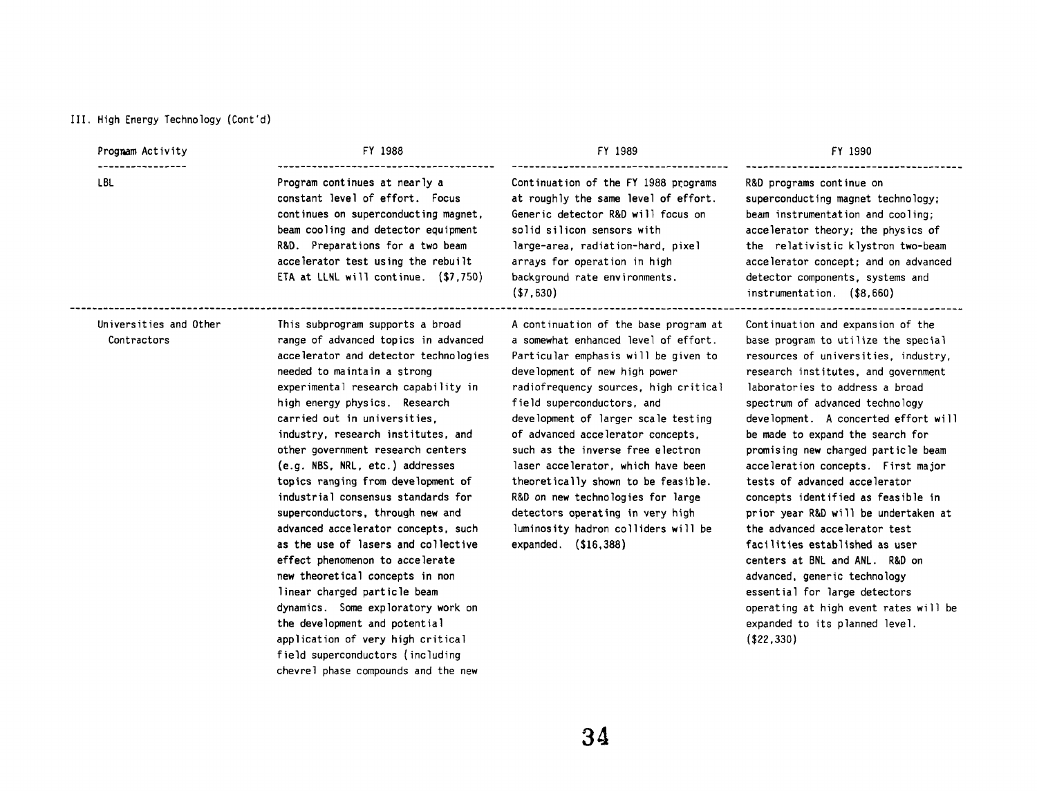III. High Energy Technology (Cont'd)

| Program Activity | FY 1988 | FY 1989 | FY 1990 |
| --- | --- | --- | --- |
| LBL | Program continues at nearly a constant level of effort. Focus continues on superconducting magnet, beam cooling and detector equipment R&D. Preparations for a two beam accelerator test using the rebuilt ETA at LLNL will continue. ($7,750) | Continuation of the FY 1988 programs at roughly the same level of effort. Generic detector R&D will focus on solid silicon sensors with large-area, radiation-hard, pixel arrays for operation in high background rate environments. ($7,630) | R&D programs continue on superconducting magnet technology; beam instrumentation and cooling; accelerator theory; the physics of the relativistic klystron two-beam accelerator concept; and on advanced detector components, systems and instrumentation. ($8,660) |
| Universities and Other Contractors | This subprogram supports a broad range of advanced topics in advanced accelerator and detector technologies needed to maintain a strong experimental research capability in high energy physics. Research carried out in universities, industry, research institutes, and other government research centers (e.g. NBS, NRL, etc.) addresses topics ranging from development of industrial consensus standards for superconductors, through new and advanced accelerator concepts, such as the use of lasers and collective effect phenomenon to accelerate new theoretical concepts in non linear charged particle beam dynamics. Some exploratory work on the development and potential application of very high critical field superconductors (including chevrel phase compounds and the new | A continuation of the base program at a somewhat enhanced level of effort. Particular emphasis will be given to development of new high power radiofrequency sources, high critical field superconductors, and development of larger scale testing of advanced accelerator concepts, such as the inverse free electron laser accelerator, which have been theoretically shown to be feasible. R&D on new technologies for large detectors operating in very high luminosity hadron colliders will be expanded. ($16,388) | Continuation and expansion of the base program to utilize the special resources of universities, industry, research institutes, and government laboratories to address a broad spectrum of advanced technology development. A concerted effort will be made to expand the search for promising new charged particle beam acceleration concepts. First major tests of advanced accelerator concepts identified as feasible in prior year R&D will be undertaken at the advanced accelerator test facilities established as user centers at BNL and ANL. R&D on advanced, generic technology essential for large detectors operating at high event rates will be expanded to its planned level. ($22,330) |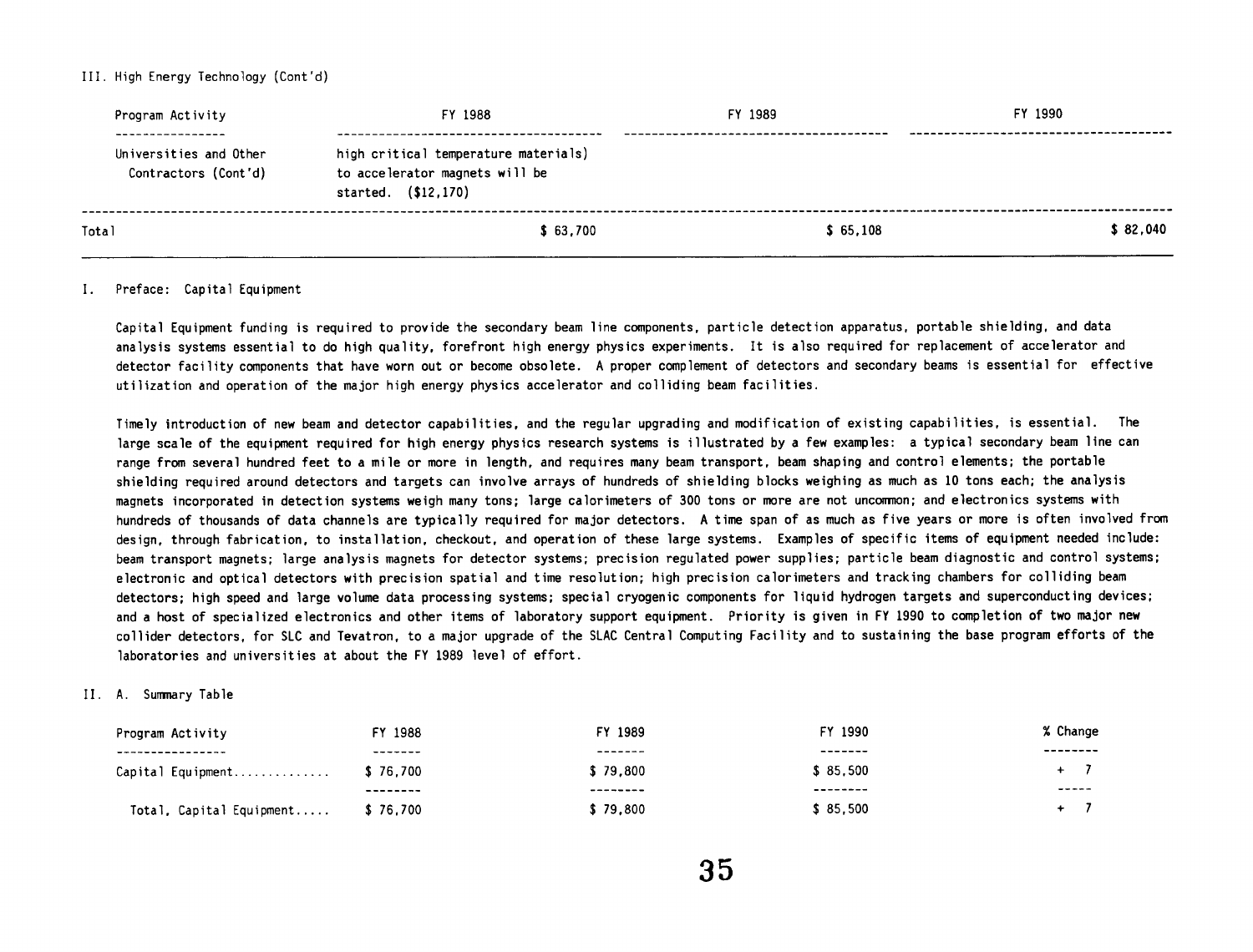III. High Energy Technology (Cont'd)

| Program Activity | FY 1988 | FY 1989 | FY 1990 |
|---|---|---|---|
| Universities and Other Contractors (Cont'd) | high critical temperature materials) to accelerator magnets will be started. ($12,170) | | |
| Total | $ 63,700 | $ 65,108 | $ 82,040 |

I. Preface: Capital Equipment

Capital Equipment funding is required to provide the secondary beam line components, particle detection apparatus, portable shielding, and data analysis systems essential to do high quality, forefront high energy physics experiments. It is also required for replacement of accelerator and detector facility components that have worn out or become obsolete. A proper complement of detectors and secondary beams is essential for effective utilization and operation of the major high energy physics accelerator and colliding beam facilities.

Timely introduction of new beam and detector capabilities, and the regular upgrading and modification of existing capabilities, is essential. The large scale of the equipment required for high energy physics research systems is illustrated by a few examples: a typical secondary beam line can range from several hundred feet to a mile or more in length, and requires many beam transport, beam shaping and control elements; the portable shielding required around detectors and targets can involve arrays of hundreds of shielding blocks weighing as much as 10 tons each; the analysis magnets incorporated in detection systems weigh many tons; large calorimeters of 300 tons or more are not uncommon; and electronics systems with hundreds of thousands of data channels are typically required for major detectors. A time span of as much as five years or more is often involved from design, through fabrication, to installation, checkout, and operation of these large systems. Examples of specific items of equipment needed include: beam transport magnets; large analysis magnets for detector systems; precision regulated power supplies; particle beam diagnostic and control systems; electronic and optical detectors with precision spatial and time resolution; high precision calorimeters and tracking chambers for colliding beam detectors; high speed and large volume data processing systems; special cryogenic components for liquid hydrogen targets and superconducting devices; and a host of specialized electronics and other items of laboratory support equipment. Priority is given in FY 1990 to completion of two major new collider detectors, for SLC and Tevatron, to a major upgrade of the SLAC Central Computing Facility and to sustaining the base program efforts of the laboratories and universities at about the FY 1989 level of effort.

II. A. Summary Table

| Program Activity | FY 1988 | FY 1989 | FY 1990 | % Change |
|---|---|---|---|---|
| Capital Equipment............. | $ 76,700 | $ 79,800 | $ 85,500 | + 7 |
| Total, Capital Equipment..... | $ 76,700 | $ 79,800 | $ 85,500 | + 7 |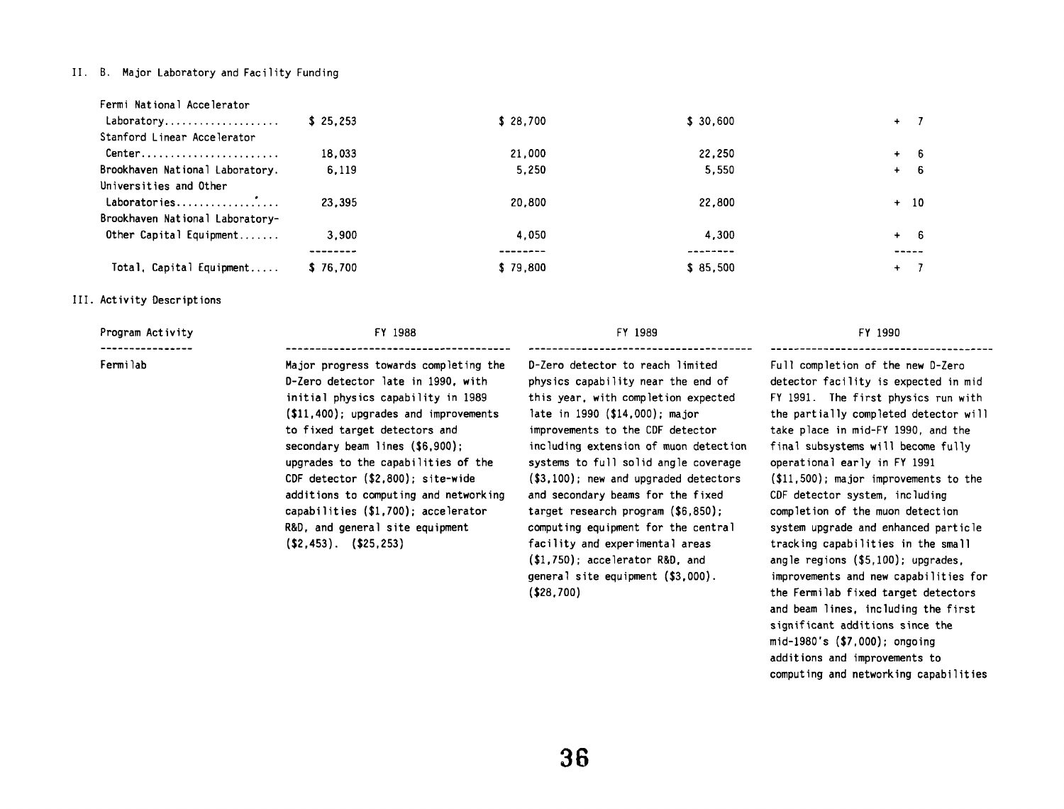II. B. Major Laboratory and Facility Funding

| | | | | |
|---|---|---|---|---|
| Fermi National Accelerator Laboratory.................... | $ 25,253 | $ 28,700 | $ 30,600 | + 7 |
| Stanford Linear Accelerator Center........................ | 18,033 | 21,000 | 22,250 | + 6 |
| Brookhaven National Laboratory. | 6,119 | 5,250 | 5,550 | + 6 |
| Universities and Other Laboratories................... | 23,395 | 20,800 | 22,800 | + 10 |
| Brookhaven National Laboratory-Other Capital Equipment....... | 3,900 | 4,050 | 4,300 | + 6 |
| Total, Capital Equipment..... | $ 76,700 | $ 79,800 | $ 85,500 | + 7 |

III. Activity Descriptions

| Program Activity | FY 1988 | FY 1989 | FY 1990 |
|---|---|---|---|
| Fermilab | Major progress towards completing the D-Zero detector late in 1990, with initial physics capability in 1989 ($11,400); upgrades and improvements to fixed target detectors and secondary beam lines ($6,900); upgrades to the capabilities of the CDF detector ($2,800); site-wide additions to computing and networking capabilities ($1,700); accelerator R&D, and general site equipment ($2,453). ($25,253) | D-Zero detector to reach limited physics capability near the end of this year, with completion expected late in 1990 ($14,000); major improvements to the CDF detector including extension of muon detection systems to full solid angle coverage ($3,100); new and upgraded detectors and secondary beams for the fixed target research program ($6,850); computing equipment for the central facility and experimental areas ($1,750); accelerator R&D, and general site equipment ($3,000). ($28,700) | Full completion of the new D-Zero detector facility is expected in mid FY 1991. The first physics run with the partially completed detector will take place in mid-FY 1990, and the final subsystems will become fully operational early in FY 1991 ($11,500); major improvements to the CDF detector system, including completion of the muon detection system upgrade and enhanced particle tracking capabilities in the small angle regions ($5,100); upgrades, improvements and new capabilities for the Fermilab fixed target detectors and beam lines, including the first significant additions since the mid-1980's ($7,000); ongoing additions and improvements to computing and networking capabilities |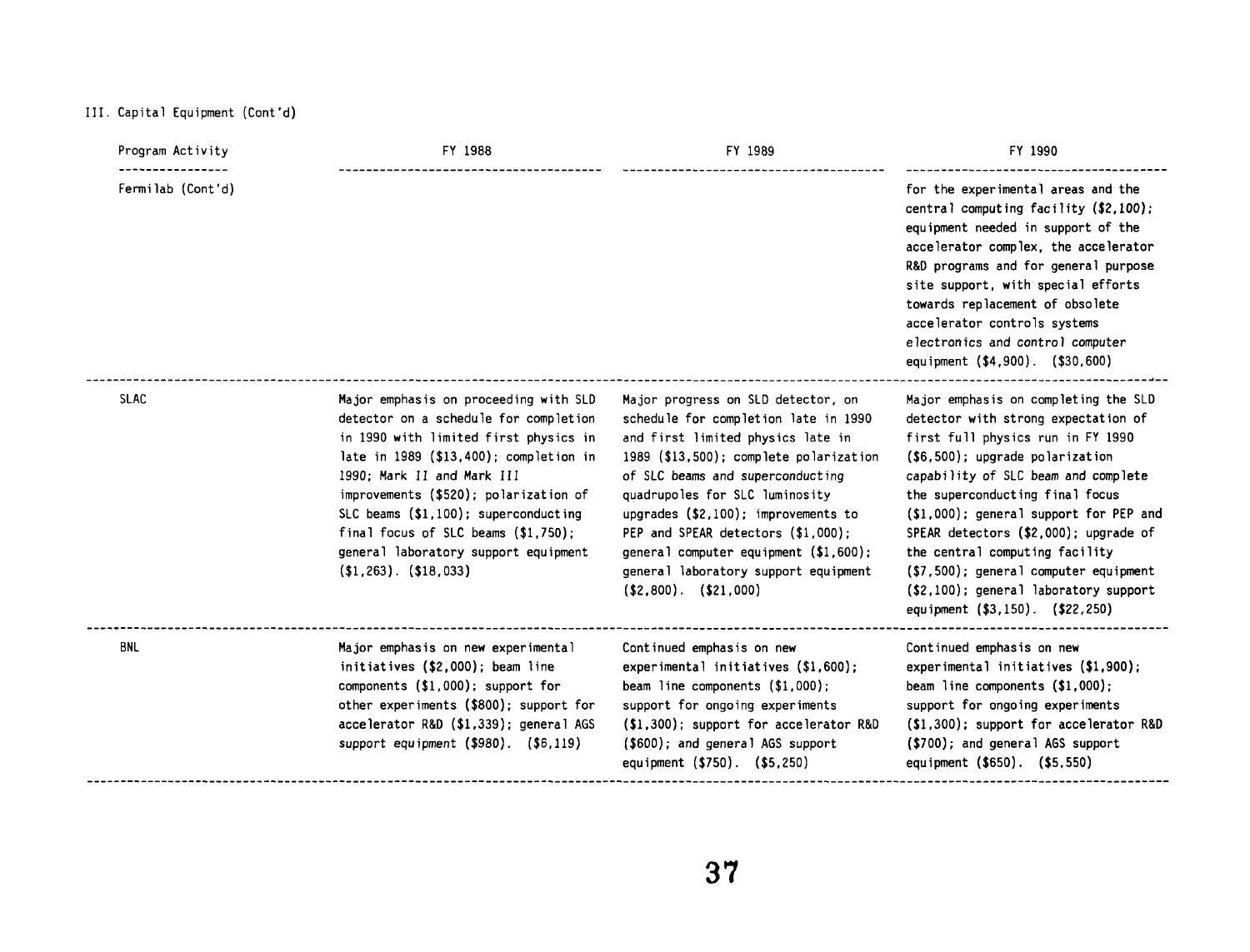III. Capital Equipment (Cont'd)

| Program Activity | FY 1988 | FY 1989 | FY 1990 |
| --- | --- | --- | --- |
| Fermilab (Cont'd) | | | for the experimental areas and the central computing facility ($2,100); equipment needed in support of the accelerator complex, the accelerator R&D programs and for general purpose site support, with special efforts towards replacement of obsolete accelerator controls systems electronics and control computer equipment ($4,900). ($30,600) |
| SLAC | Major emphasis on proceeding with SLD detector on a schedule for completion in 1990 with limited first physics in late in 1989 ($13,400); completion in 1990; Mark II and Mark III improvements ($520); polarization of SLC beams ($1,100); superconducting final focus of SLC beams ($1,750); general laboratory support equipment ($1,263). ($18,033) | Major progress on SLD detector, on schedule for completion late in 1990 and first limited physics late in 1989 ($13,500); complete polarization of SLC beams and superconducting quadrupoles for SLC luminosity upgrades ($2,100); improvements to PEP and SPEAR detectors ($1,000); general computer equipment ($1,600); general laboratory support equipment ($2,800). ($21,000) | Major emphasis on completing the SLD detector with strong expectation of first full physics run in FY 1990 ($6,500); upgrade polarization capability of SLC beam and complete the superconducting final focus ($1,000); general support for PEP and SPEAR detectors ($2,000); upgrade of the central computing facility ($7,500); general computer equipment ($2,100); general laboratory support equipment ($3,150). ($22,250) |
| BNL | Major emphasis on new experimental initiatives ($2,000); beam line components ($1,000); support for other experiments ($800); support for accelerator R&D ($1,339); general AGS support equipment ($980). ($6,119) | Continued emphasis on new experimental initiatives ($1,600); beam line components ($1,000); support for ongoing experiments ($1,300); support for accelerator R&D ($600); and general AGS support equipment ($750). ($5,250) | Continued emphasis on new experimental initiatives ($1,900); beam line components ($1,000); support for ongoing experiments ($1,300); support for accelerator R&D ($700); and general AGS support equipment ($650). ($5,550) |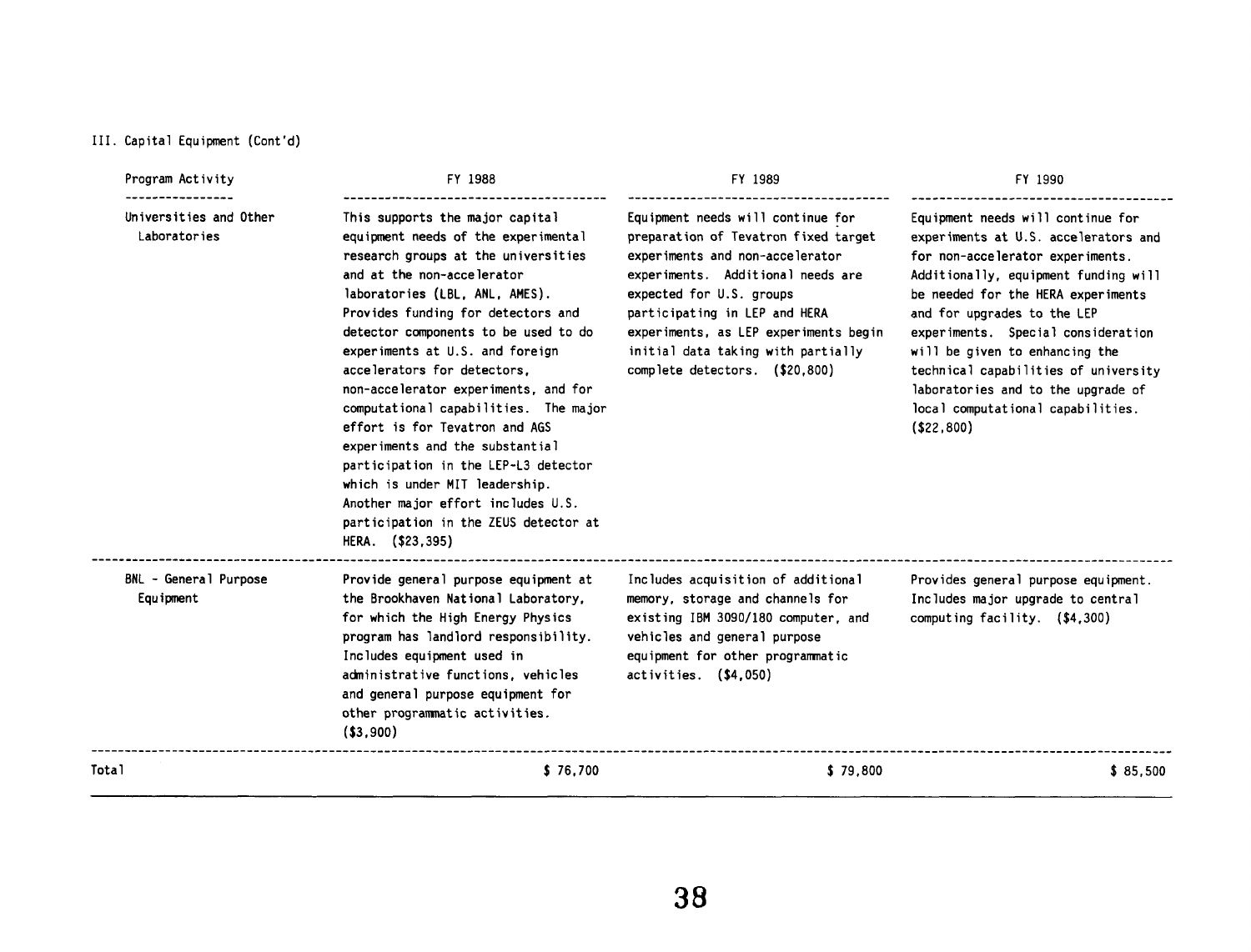III. Capital Equipment (Cont'd)

| Program Activity | FY 1988 | FY 1989 | FY 1990 |
|---|---|---|---|
| Universities and Other Laboratories | This supports the major capital equipment needs of the experimental research groups at the universities and at the non-accelerator laboratories (LBL, ANL, AMES). Provides funding for detectors and detector components to be used to do experiments at U.S. and foreign accelerators for detectors, non-accelerator experiments, and for computational capabilities. The major effort is for Tevatron and AGS experiments and the substantial participation in the LEP-L3 detector which is under MIT leadership. Another major effort includes U.S. participation in the ZEUS detector at HERA. ($23,395) | Equipment needs will continue for preparation of Tevatron fixed target experiments and non-accelerator experiments. Additional needs are expected for U.S. groups participating in LEP and HERA experiments, as LEP experiments begin initial data taking with partially complete detectors. ($20,800) | Equipment needs will continue for experiments at U.S. accelerators and for non-accelerator experiments. Additionally, equipment funding will be needed for the HERA experiments and for upgrades to the LEP experiments. Special consideration will be given to enhancing the technical capabilities of university laboratories and to the upgrade of local computational capabilities. ($22,800) |
| BNL - General Purpose Equipment | Provide general purpose equipment at the Brookhaven National Laboratory, for which the High Energy Physics program has landlord responsibility. Includes equipment used in administrative functions, vehicles and general purpose equipment for other programmatic activities. ($3,900) | Includes acquisition of additional memory, storage and channels for existing IBM 3090/180 computer, and vehicles and general purpose equipment for other programmatic activities. ($4,050) | Provides general purpose equipment. Includes major upgrade to central computing facility. ($4,300) |
| Total | $ 76,700 | $ 79,800 | $ 85,500 |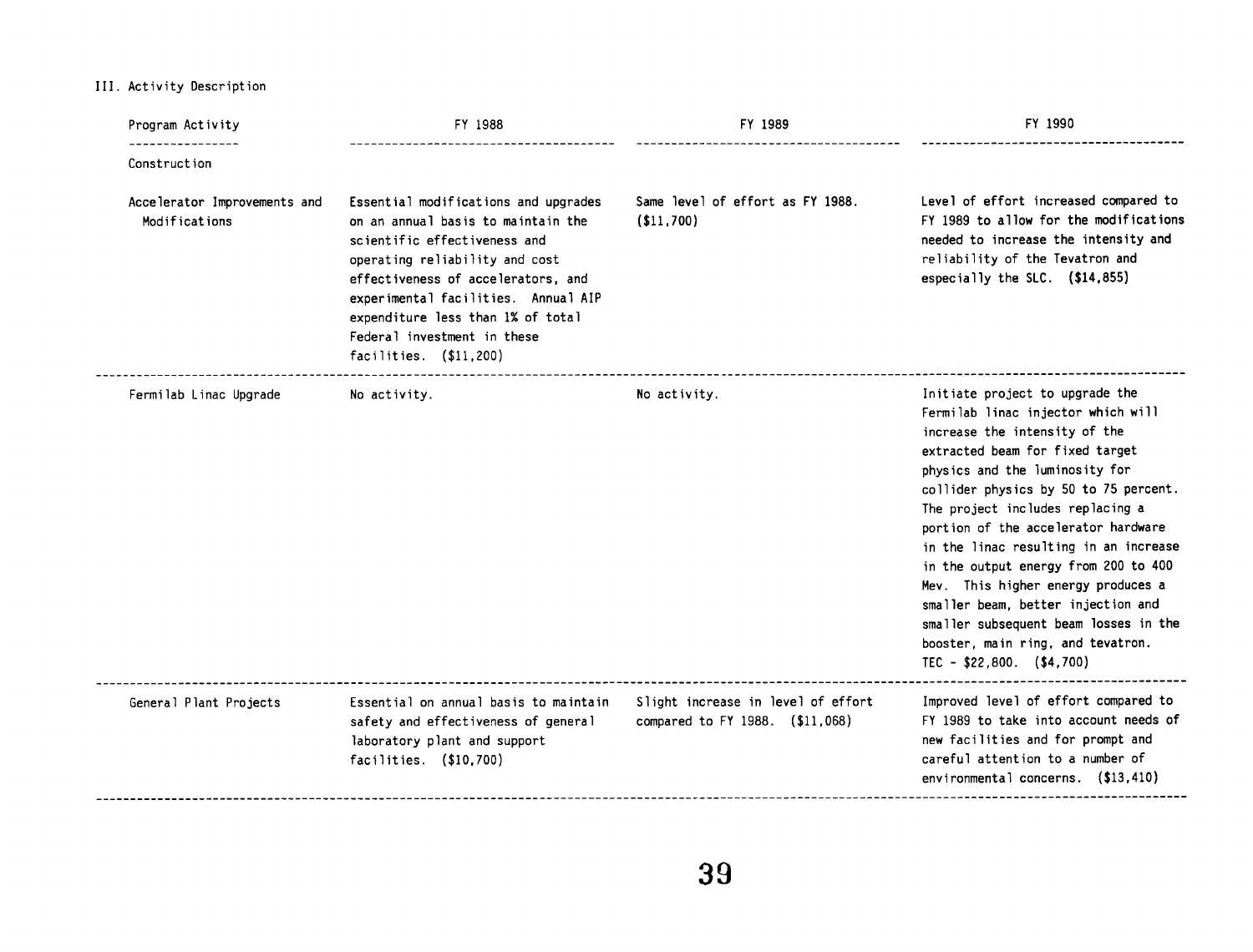III. Activity Description

| Program Activity | FY 1988 | FY 1989 | FY 1990 |
|---|---|---|---|
| Construction | | | |
| Accelerator Improvements and Modifications | Essential modifications and upgrades on an annual basis to maintain the scientific effectiveness and operating reliability and cost effectiveness of accelerators, and experimental facilities. Annual AIP expenditure less than 1% of total Federal investment in these facilities. ($11,200) | Same level of effort as FY 1988. ($11,700) | Level of effort increased compared to FY 1989 to allow for the modifications needed to increase the intensity and reliability of the Tevatron and especially the SLC. ($14,855) |
| Fermilab Linac Upgrade | No activity. | No activity. | Initiate project to upgrade the Fermilab linac injector which will increase the intensity of the extracted beam for fixed target physics and the luminosity for collider physics by 50 to 75 percent. The project includes replacing a portion of the accelerator hardware in the linac resulting in an increase in the output energy from 200 to 400 Mev. This higher energy produces a smaller beam, better injection and smaller subsequent beam losses in the booster, main ring, and tevatron. TEC - $22,800. ($4,700) |
| General Plant Projects | Essential on annual basis to maintain safety and effectiveness of general laboratory plant and support facilities. ($10,700) | Slight increase in level of effort compared to FY 1988. ($11,068) | Improved level of effort compared to FY 1989 to take into account needs of new facilities and for prompt and careful attention to a number of environmental concerns. ($13,410) |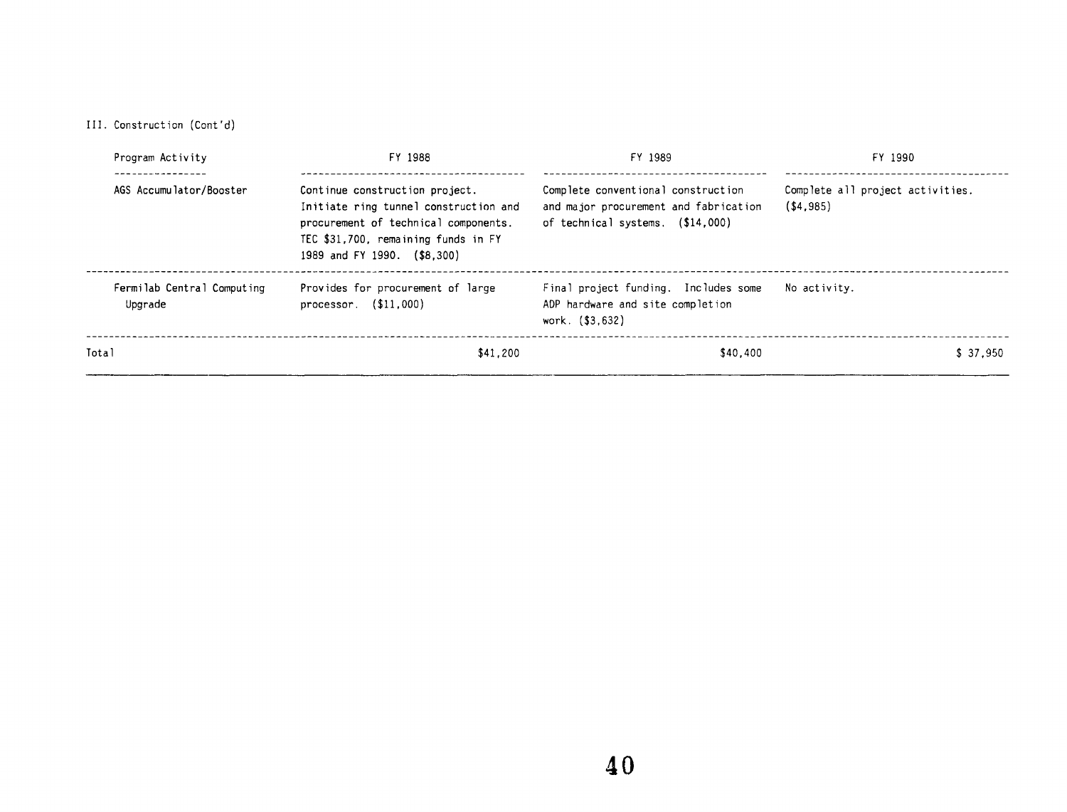III. Construction (Cont'd)

| Program Activity | FY 1988 | FY 1989 | FY 1990 |
|---|---|---|---|
| AGS Accumulator/Booster | Continue construction project. Initiate ring tunnel construction and procurement of technical components. TEC $31,700, remaining funds in FY 1989 and FY 1990. ($8,300) | Complete conventional construction and major procurement and fabrication of technical systems. ($14,000) | Complete all project activities. ($4,985) |
| Fermilab Central Computing Upgrade | Provides for procurement of large processor. ($11,000) | Final project funding. Includes some ADP hardware and site completion work. ($3,632) | No activity. |
| Total | $41,200 | $40,400 | $ 37,950 |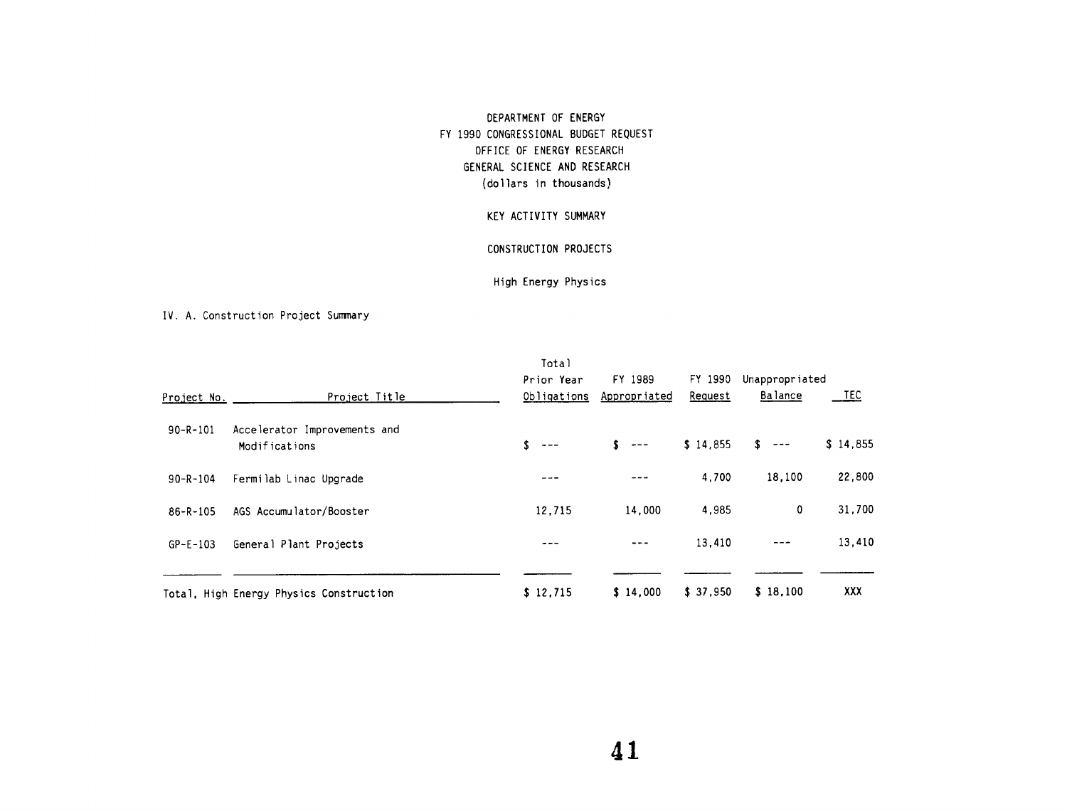DEPARTMENT OF ENERGY
FY 1990 CONGRESSIONAL BUDGET REQUEST
OFFICE OF ENERGY RESEARCH
GENERAL SCIENCE AND RESEARCH
(dollars in thousands)

KEY ACTIVITY SUMMARY

CONSTRUCTION PROJECTS

High Energy Physics

IV. A. Construction Project Summary

| Project No. | Project Title | Total Prior Year Obligations | FY 1989 Appropriated | FY 1990 Request | Unappropriated Balance | TEC |
|---|---|---|---|---|---|---|
| 90-R-101 | Accelerator Improvements and Modifications | $ --- | $ --- | $ 14,855 | $ --- | $ 14,855 |
| 90-R-104 | Fermilab Linac Upgrade | --- | --- | 4,700 | 18,100 | 22,800 |
| 86-R-105 | AGS Accumulator/Booster | 12,715 | 14,000 | 4,985 | 0 | 31,700 |
| GP-E-103 | General Plant Projects | --- | --- | 13,410 | --- | 13,410 |
| Total, High Energy Physics Construction | | $ 12,715 | $ 14,000 | $ 37,950 | $ 18,100 | XXX |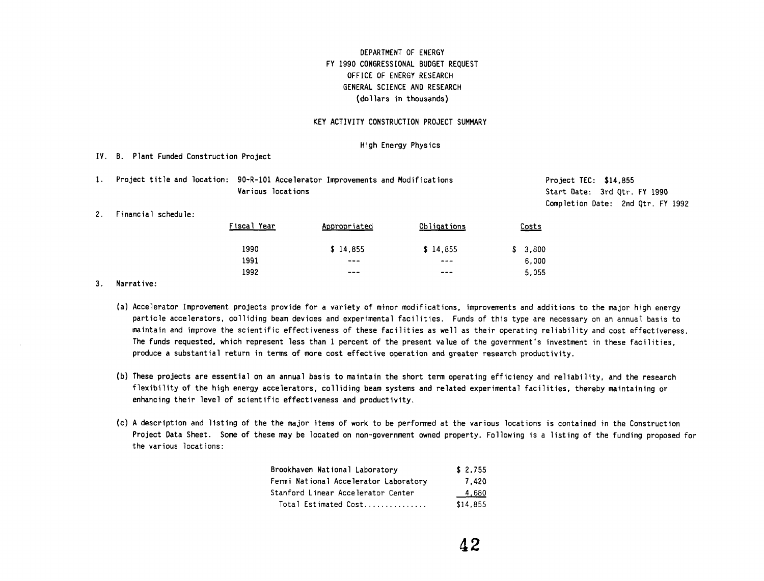DEPARTMENT OF ENERGY
FY 1990 CONGRESSIONAL BUDGET REQUEST
OFFICE OF ENERGY RESEARCH
GENERAL SCIENCE AND RESEARCH
(dollars in thousands)

KEY ACTIVITY CONSTRUCTION PROJECT SUMMARY

High Energy Physics

IV. B. Plant Funded Construction Project

1. Project title and location: 90-R-101 Accelerator Improvements and Modifications
   Various locations

   Project TEC: $14,855
   Start Date: 3rd Qtr. FY 1990
   Completion Date: 2nd Qtr. FY 1992

2. Financial schedule:

| Fiscal Year | Appropriated | Obligations | Costs |
|---|---|---|---|
| 1990 | $ 14,855 | $ 14,855 | $ 3,800 |
| 1991 | --- | --- | 6,000 |
| 1992 | --- | --- | 5,055 |

3. Narrative:

   (a) Accelerator Improvement projects provide for a variety of minor modifications, improvements and additions to the major high energy particle accelerators, colliding beam devices and experimental facilities. Funds of this type are necessary on an annual basis to maintain and improve the scientific effectiveness of these facilities as well as their operating reliability and cost effectiveness. The funds requested, which represent less than 1 percent of the present value of the government's investment in these facilities, produce a substantial return in terms of more cost effective operation and greater research productivity.

   (b) These projects are essential on an annual basis to maintain the short term operating efficiency and reliability, and the research flexibility of the high energy accelerators, colliding beam systems and related experimental facilities, thereby maintaining or enhancing their level of scientific effectiveness and productivity.

   (c) A description and listing of the the major items of work to be performed at the various locations is contained in the Construction Project Data Sheet. Some of these may be located on non-government owned property. Following is a listing of the funding proposed for the various locations:

| Location | Amount |
|---|---|
| Brookhaven National Laboratory | $ 2,755 |
| Fermi National Accelerator Laboratory | 7,420 |
| Stanford Linear Accelerator Center | 4,680 |
| Total Estimated Cost............... | $14,855 |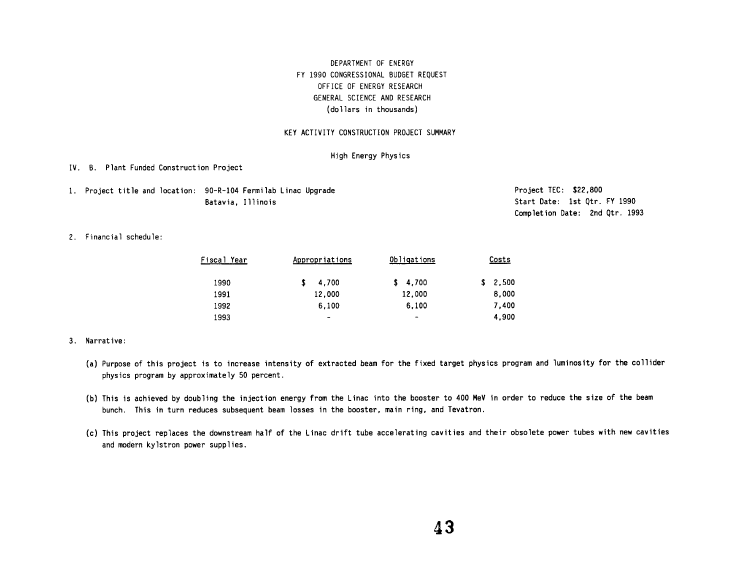DEPARTMENT OF ENERGY
FY 1990 CONGRESSIONAL BUDGET REQUEST
OFFICE OF ENERGY RESEARCH
GENERAL SCIENCE AND RESEARCH
(dollars in thousands)

KEY ACTIVITY CONSTRUCTION PROJECT SUMMARY

High Energy Physics

IV. B. Plant Funded Construction Project

1. Project title and location: 90-R-104 Fermilab Linac Upgrade
   Batavia, Illinois

Project TEC: $22,800
Start Date: 1st Qtr. FY 1990
Completion Date: 2nd Qtr. 1993

2. Financial schedule:

| Fiscal Year | Appropriations | Obligations | Costs |
|---|---|---|---|
| 1990 | $ 4,700 | $ 4,700 | $ 2,500 |
| 1991 | 12,000 | 12,000 | 8,000 |
| 1992 | 6,100 | 6,100 | 7,400 |
| 1993 | - | - | 4,900 |

3. Narrative:

   (a) Purpose of this project is to increase intensity of extracted beam for the fixed target physics program and luminosity for the collider physics program by approximately 50 percent.

   (b) This is achieved by doubling the injection energy from the Linac into the booster to 400 MeV in order to reduce the size of the beam bunch. This in turn reduces subsequent beam losses in the booster, main ring, and Tevatron.

   (c) This project replaces the downstream half of the Linac drift tube accelerating cavities and their obsolete power tubes with new cavities and modern kylstron power supplies.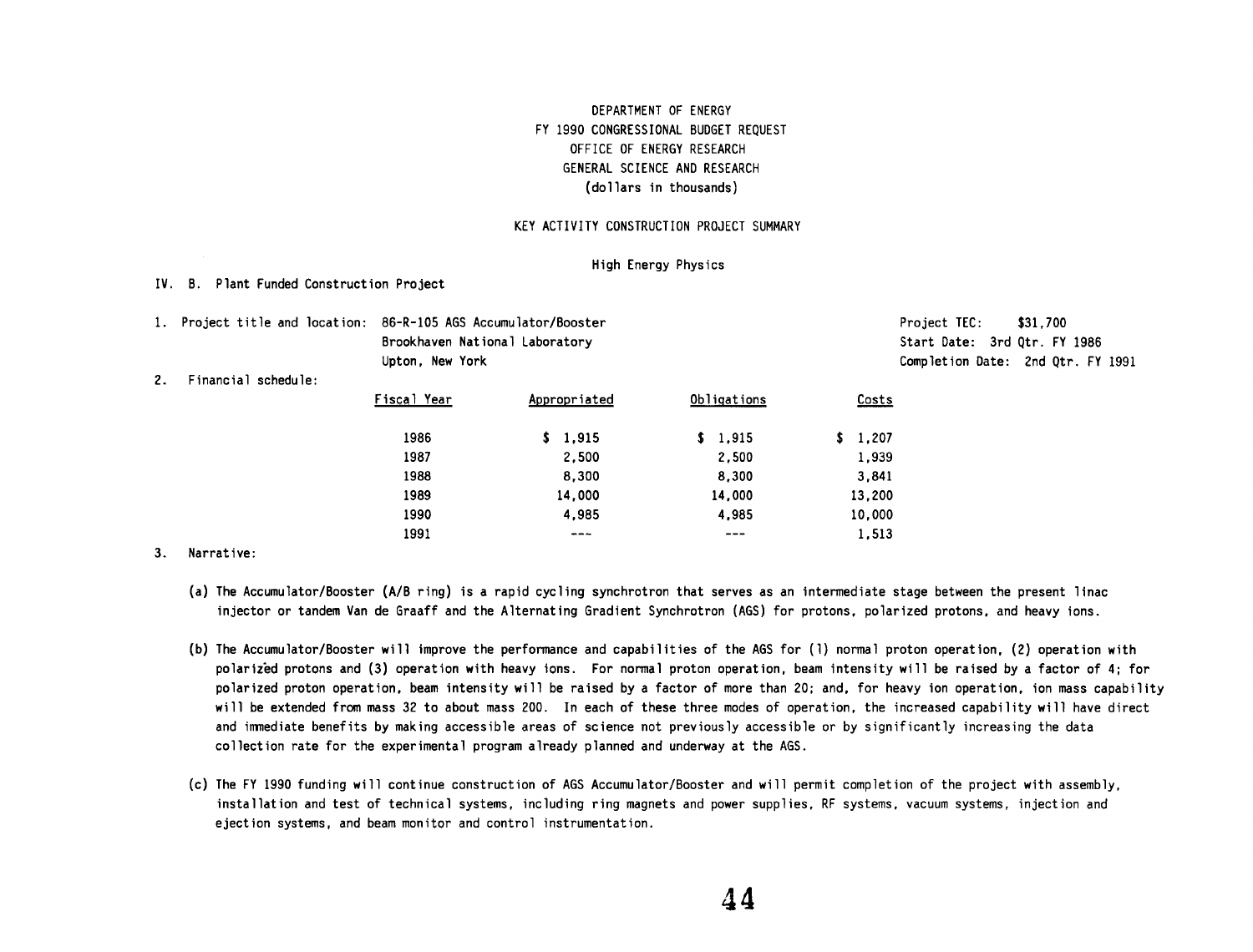DEPARTMENT OF ENERGY
FY 1990 CONGRESSIONAL BUDGET REQUEST
OFFICE OF ENERGY RESEARCH
GENERAL SCIENCE AND RESEARCH
(dollars in thousands)

KEY ACTIVITY CONSTRUCTION PROJECT SUMMARY

High Energy Physics

IV. B. Plant Funded Construction Project

1. Project title and location: 86-R-105 AGS Accumulator/Booster
   Brookhaven National Laboratory
   Upton, New York

   Project TEC: $31,700
   Start Date: 3rd Qtr. FY 1986
   Completion Date: 2nd Qtr. FY 1991

2. Financial schedule:

| Fiscal Year | Appropriated | Obligations | Costs |
|---|---|---|---|
| 1986 | $ 1,915 | $ 1,915 | $ 1,207 |
| 1987 | 2,500 | 2,500 | 1,939 |
| 1988 | 8,300 | 8,300 | 3,841 |
| 1989 | 14,000 | 14,000 | 13,200 |
| 1990 | 4,985 | 4,985 | 10,000 |
| 1991 | --- | --- | 1,513 |

3. Narrative:

   (a) The Accumulator/Booster (A/B ring) is a rapid cycling synchrotron that serves as an intermediate stage between the present linac injector or tandem Van de Graaff and the Alternating Gradient Synchrotron (AGS) for protons, polarized protons, and heavy ions.

   (b) The Accumulator/Booster will improve the performance and capabilities of the AGS for (1) normal proton operation, (2) operation with polarized protons and (3) operation with heavy ions. For normal proton operation, beam intensity will be raised by a factor of 4; for polarized proton operation, beam intensity will be raised by a factor of more than 20; and, for heavy ion operation, ion mass capability will be extended from mass 32 to about mass 200. In each of these three modes of operation, the increased capability will have direct and immediate benefits by making accessible areas of science not previously accessible or by significantly increasing the data collection rate for the experimental program already planned and underway at the AGS.

   (c) The FY 1990 funding will continue construction of AGS Accumulator/Booster and will permit completion of the project with assembly, installation and test of technical systems, including ring magnets and power supplies, RF systems, vacuum systems, injection and ejection systems, and beam monitor and control instrumentation.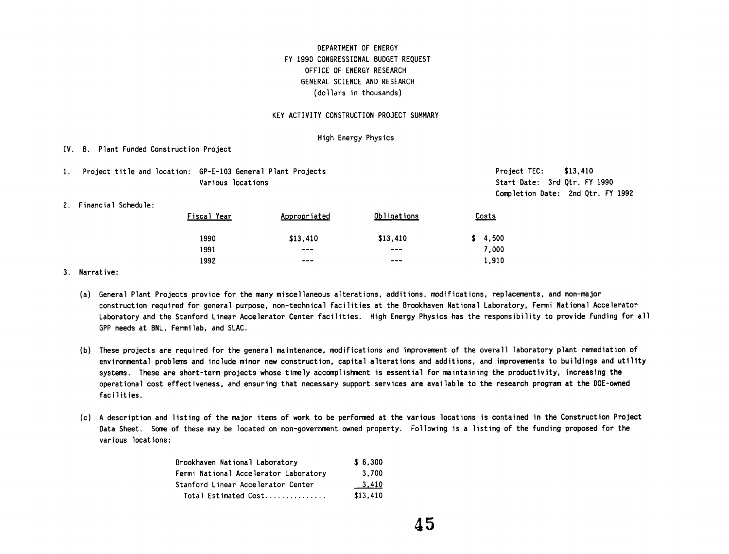DEPARTMENT OF ENERGY
FY 1990 CONGRESSIONAL BUDGET REQUEST
OFFICE OF ENERGY RESEARCH
GENERAL SCIENCE AND RESEARCH
(dollars in thousands)

KEY ACTIVITY CONSTRUCTION PROJECT SUMMARY

High Energy Physics

IV. B. Plant Funded Construction Project

1. Project title and location: GP-E-103 General Plant Projects
   Various locations

   Project TEC: $13,410
   Start Date: 3rd Qtr. FY 1990
   Completion Date: 2nd Qtr. FY 1992

2. Financial Schedule:

| Fiscal Year | Appropriated | Obligations | Costs |
|---|---|---|---|
| 1990 | $13,410 | $13,410 | $ 4,500 |
| 1991 | --- | --- | 7,000 |
| 1992 | --- | --- | 1,910 |

3. Narrative:

(a) General Plant Projects provide for the many miscellaneous alterations, additions, modifications, replacements, and non-major construction required for general purpose, non-technical facilities at the Brookhaven National Laboratory, Fermi National Accelerator Laboratory and the Stanford Linear Accelerator Center facilities. High Energy Physics has the responsibility to provide funding for all GPP needs at BNL, Fermilab, and SLAC.

(b) These projects are required for the general maintenance, modifications and improvement of the overall laboratory plant remediation of environmental problems and include minor new construction, capital alterations and additions, and improvements to buildings and utility systems. These are short-term projects whose timely accomplishment is essential for maintaining the productivity, increasing the operational cost effectiveness, and ensuring that necessary support services are available to the research program at the DOE-owned facilities.

(c) A description and listing of the major items of work to be performed at the various locations is contained in the Construction Project Data Sheet. Some of these may be located on non-government owned property. Following is a listing of the funding proposed for the various locations:

| | |
|---|---|
| Brookhaven National Laboratory | $ 6,300 |
| Fermi National Accelerator Laboratory | 3,700 |
| Stanford Linear Accelerator Center | 3,410 |
| Total Estimated Cost.............. | $13,410 |